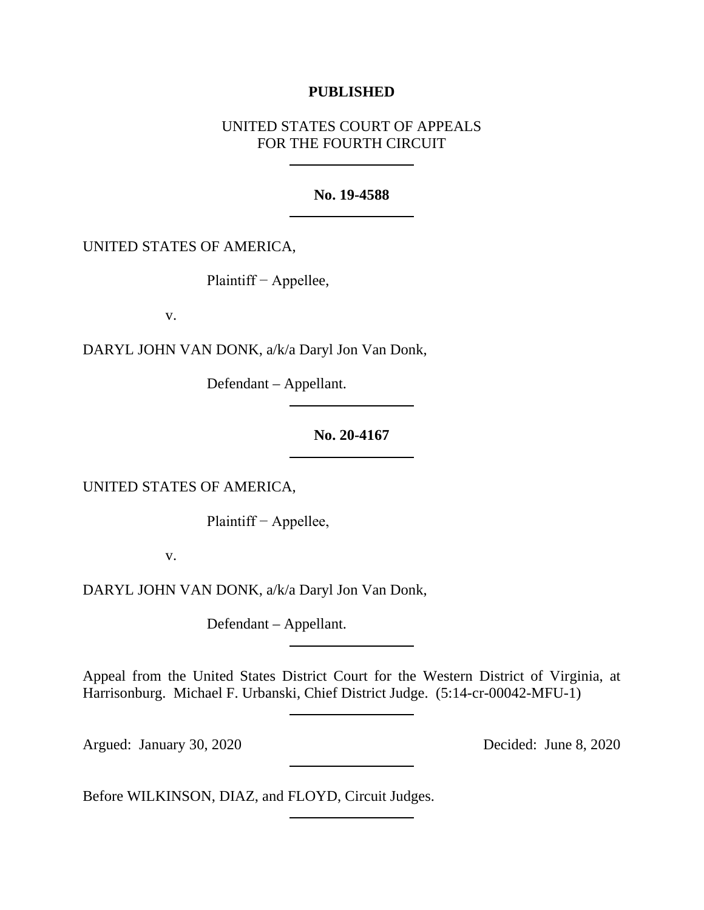**PUBLISHED**

UNITED STATES COURT OF APPEALS
FOR THE FOURTH CIRCUIT

---

**No. 19-4588**

---

UNITED STATES OF AMERICA,

Plaintiff − Appellee,

v.

DARYL JOHN VAN DONK, a/k/a Daryl Jon Van Donk,

Defendant – Appellant.

---

**No. 20-4167**

---

UNITED STATES OF AMERICA,

Plaintiff − Appellee,

v.

DARYL JOHN VAN DONK, a/k/a Daryl Jon Van Donk,

Defendant – Appellant.

---

Appeal from the United States District Court for the Western District of Virginia, at Harrisonburg. Michael F. Urbanski, Chief District Judge. (5:14-cr-00042-MFU-1)

---

Argued: January 30, 2020 Decided: June 8, 2020

---

Before WILKINSON, DIAZ, and FLOYD, Circuit Judges.

---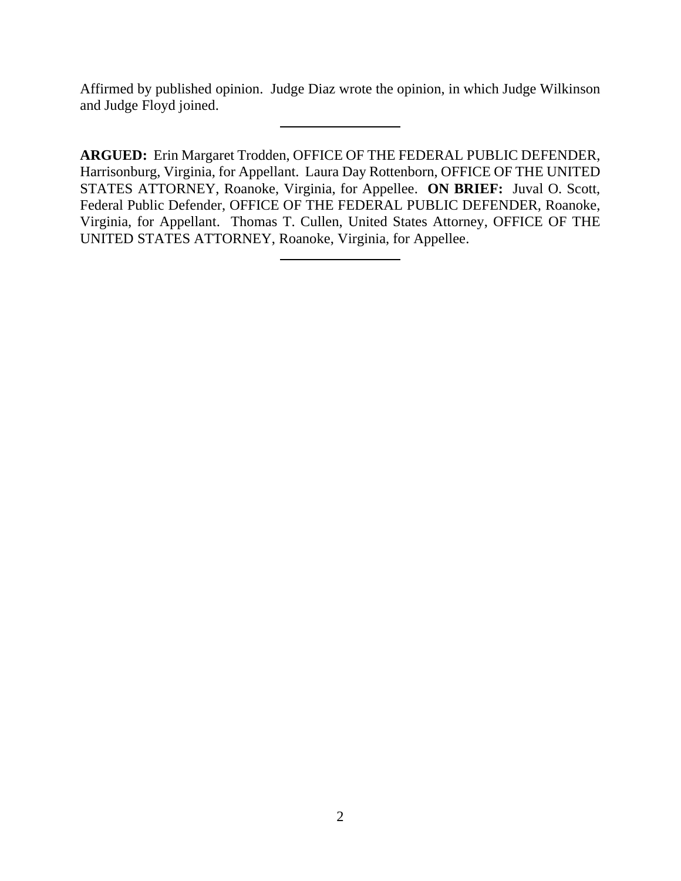Affirmed by published opinion. Judge Diaz wrote the opinion, in which Judge Wilkinson and Judge Floyd joined.

---

**ARGUED:** Erin Margaret Trodden, OFFICE OF THE FEDERAL PUBLIC DEFENDER, Harrisonburg, Virginia, for Appellant. Laura Day Rottenborn, OFFICE OF THE UNITED STATES ATTORNEY, Roanoke, Virginia, for Appellee. **ON BRIEF:** Juval O. Scott, Federal Public Defender, OFFICE OF THE FEDERAL PUBLIC DEFENDER, Roanoke, Virginia, for Appellant. Thomas T. Cullen, United States Attorney, OFFICE OF THE UNITED STATES ATTORNEY, Roanoke, Virginia, for Appellee.

---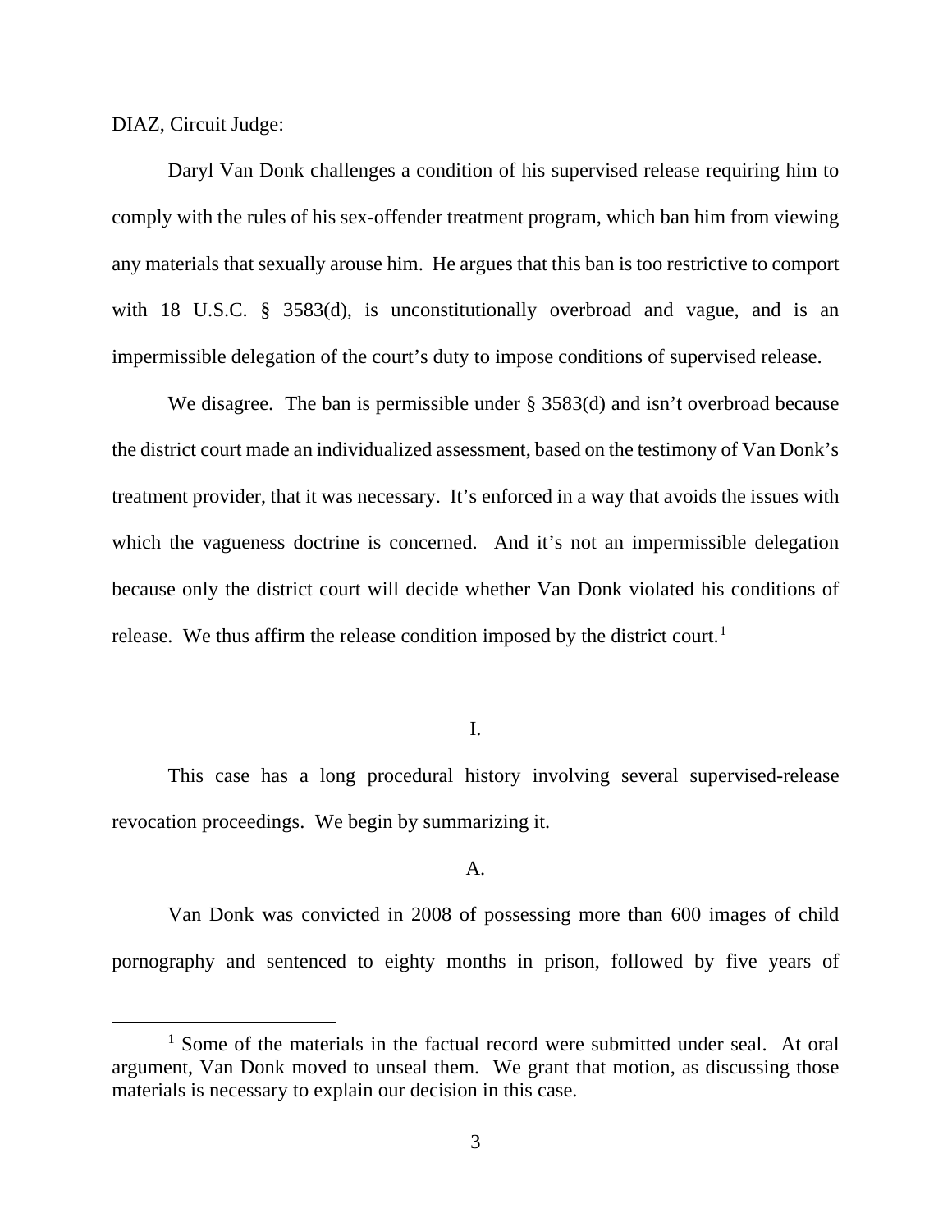DIAZ, Circuit Judge:

Daryl Van Donk challenges a condition of his supervised release requiring him to comply with the rules of his sex-offender treatment program, which ban him from viewing any materials that sexually arouse him. He argues that this ban is too restrictive to comport with 18 U.S.C. § 3583(d), is unconstitutionally overbroad and vague, and is an impermissible delegation of the court's duty to impose conditions of supervised release.

We disagree. The ban is permissible under § 3583(d) and isn't overbroad because the district court made an individualized assessment, based on the testimony of Van Donk's treatment provider, that it was necessary. It's enforced in a way that avoids the issues with which the vagueness doctrine is concerned. And it's not an impermissible delegation because only the district court will decide whether Van Donk violated his conditions of release. We thus affirm the release condition imposed by the district court.[1]

## I.

This case has a long procedural history involving several supervised-release revocation proceedings. We begin by summarizing it.

### A.

Van Donk was convicted in 2008 of possessing more than 600 images of child pornography and sentenced to eighty months in prison, followed by five years of

[1] Some of the materials in the factual record were submitted under seal. At oral argument, Van Donk moved to unseal them. We grant that motion, as discussing those materials is necessary to explain our decision in this case.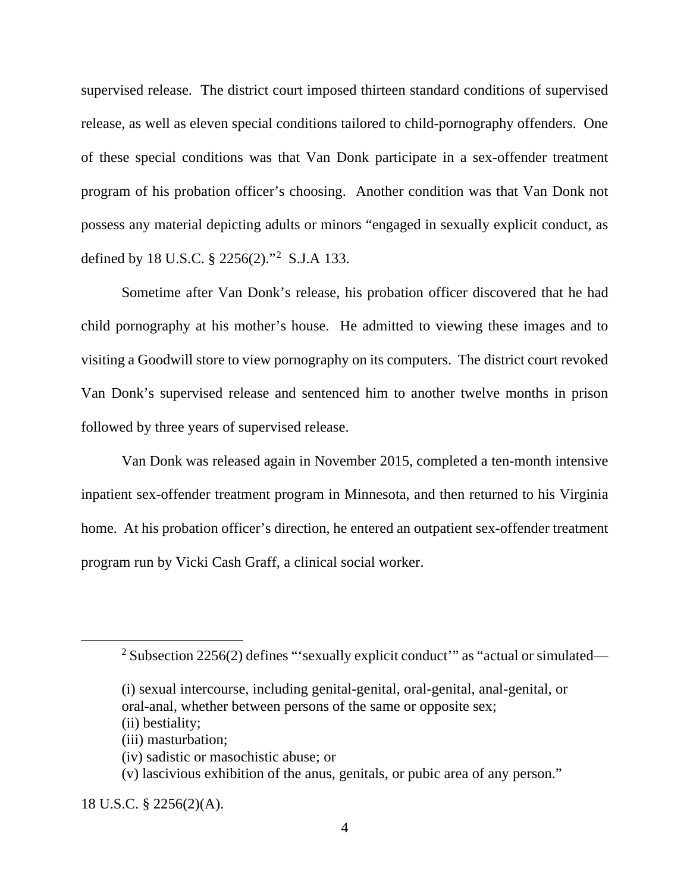supervised release. The district court imposed thirteen standard conditions of supervised release, as well as eleven special conditions tailored to child-pornography offenders. One of these special conditions was that Van Donk participate in a sex-offender treatment program of his probation officer's choosing. Another condition was that Van Donk not possess any material depicting adults or minors "engaged in sexually explicit conduct, as defined by 18 U.S.C. § 2256(2)."[2] S.J.A 133.

Sometime after Van Donk's release, his probation officer discovered that he had child pornography at his mother's house. He admitted to viewing these images and to visiting a Goodwill store to view pornography on its computers. The district court revoked Van Donk's supervised release and sentenced him to another twelve months in prison followed by three years of supervised release.

Van Donk was released again in November 2015, completed a ten-month intensive inpatient sex-offender treatment program in Minnesota, and then returned to his Virginia home. At his probation officer's direction, he entered an outpatient sex-offender treatment program run by Vicki Cash Graff, a clinical social worker.

---

[2] Subsection 2256(2) defines "'sexually explicit conduct'" as "actual or simulated—

> (i) sexual intercourse, including genital-genital, oral-genital, anal-genital, or oral-anal, whether between persons of the same or opposite sex;
> (ii) bestiality;
> (iii) masturbation;
> (iv) sadistic or masochistic abuse; or
> (v) lascivious exhibition of the anus, genitals, or pubic area of any person."

18 U.S.C. § 2256(2)(A).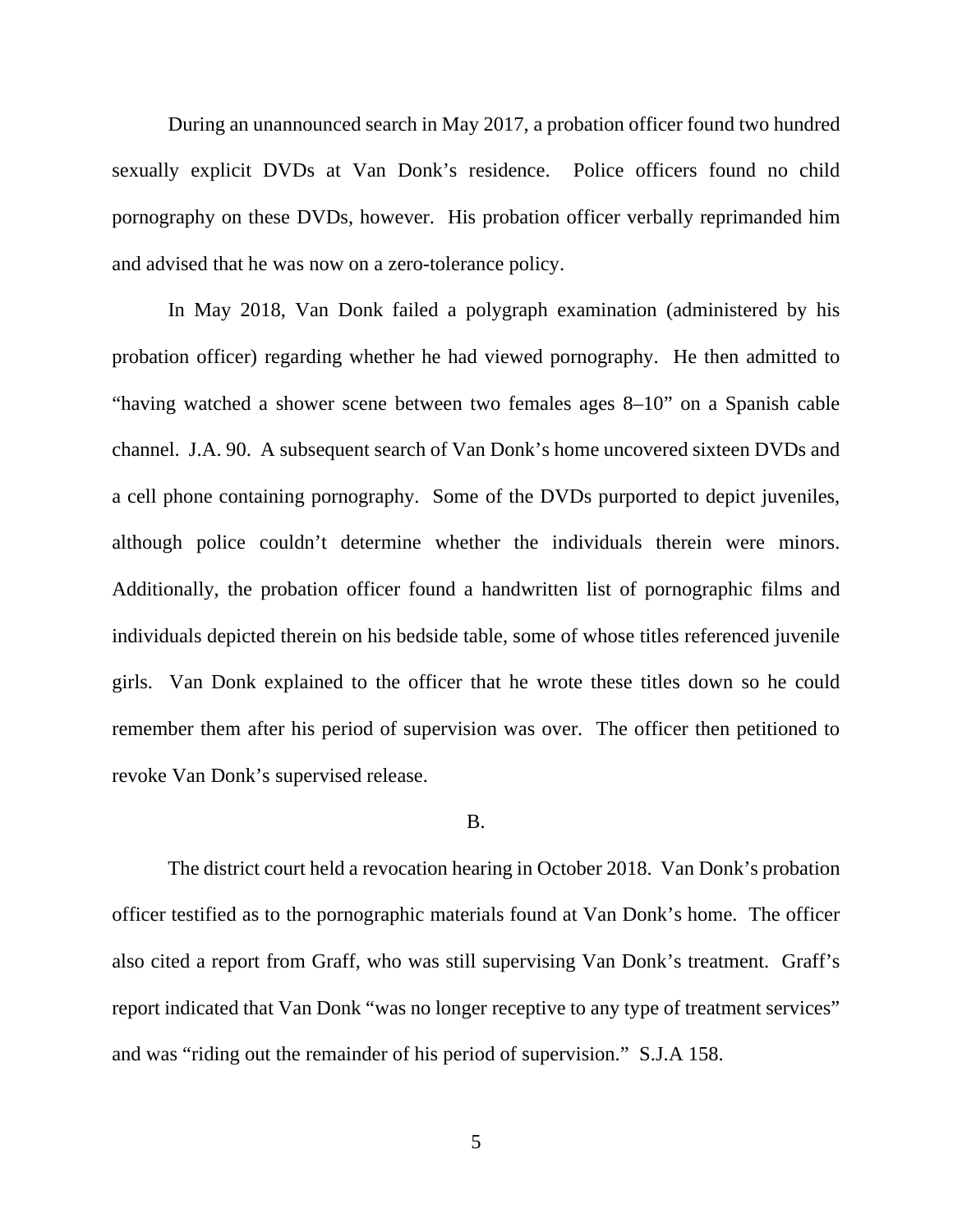During an unannounced search in May 2017, a probation officer found two hundred sexually explicit DVDs at Van Donk's residence. Police officers found no child pornography on these DVDs, however. His probation officer verbally reprimanded him and advised that he was now on a zero-tolerance policy.

In May 2018, Van Donk failed a polygraph examination (administered by his probation officer) regarding whether he had viewed pornography. He then admitted to "having watched a shower scene between two females ages 8–10" on a Spanish cable channel. J.A. 90. A subsequent search of Van Donk's home uncovered sixteen DVDs and a cell phone containing pornography. Some of the DVDs purported to depict juveniles, although police couldn't determine whether the individuals therein were minors. Additionally, the probation officer found a handwritten list of pornographic films and individuals depicted therein on his bedside table, some of whose titles referenced juvenile girls. Van Donk explained to the officer that he wrote these titles down so he could remember them after his period of supervision was over. The officer then petitioned to revoke Van Donk's supervised release.

B.

The district court held a revocation hearing in October 2018. Van Donk's probation officer testified as to the pornographic materials found at Van Donk's home. The officer also cited a report from Graff, who was still supervising Van Donk's treatment. Graff's report indicated that Van Donk "was no longer receptive to any type of treatment services" and was "riding out the remainder of his period of supervision." S.J.A 158.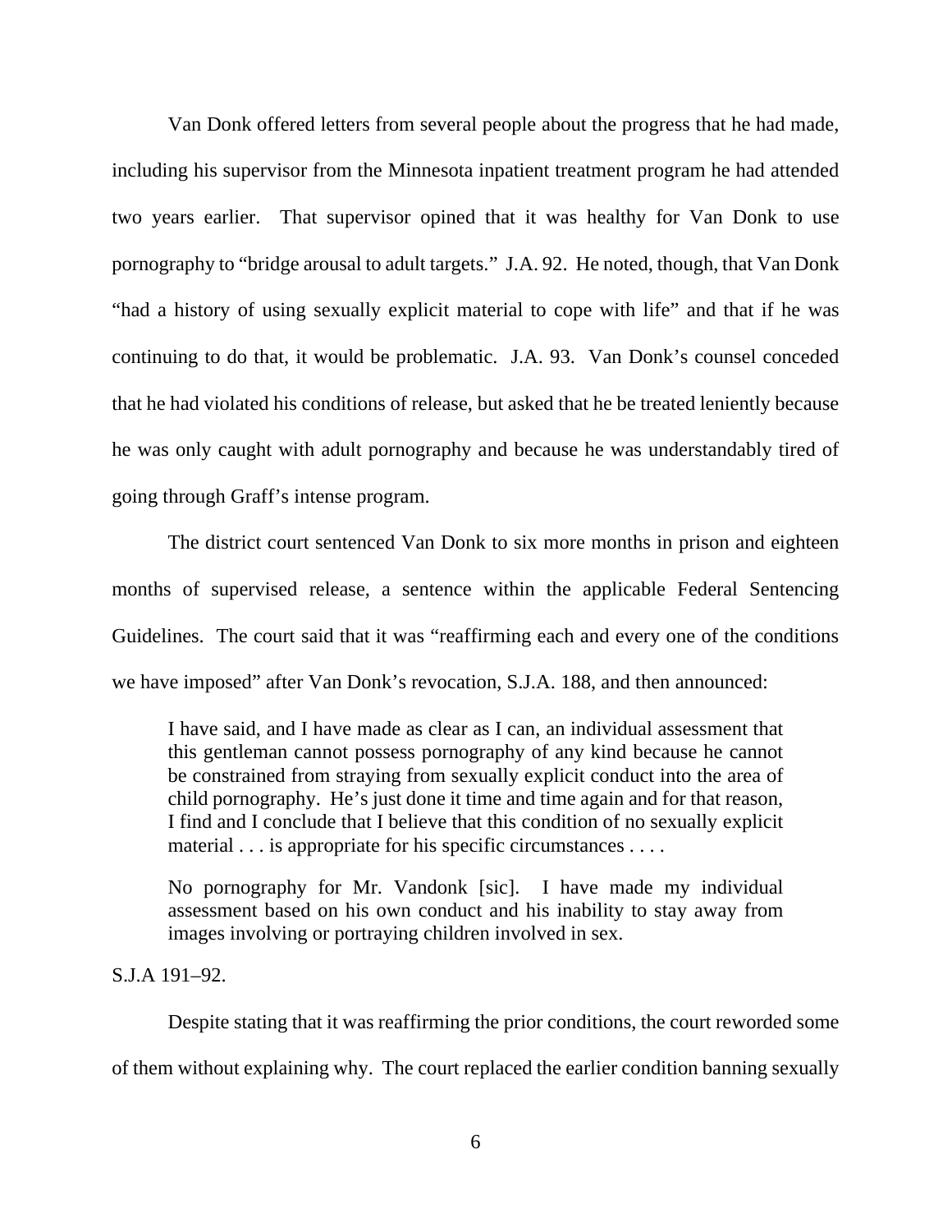Van Donk offered letters from several people about the progress that he had made, including his supervisor from the Minnesota inpatient treatment program he had attended two years earlier. That supervisor opined that it was healthy for Van Donk to use pornography to "bridge arousal to adult targets." J.A. 92. He noted, though, that Van Donk "had a history of using sexually explicit material to cope with life" and that if he was continuing to do that, it would be problematic. J.A. 93. Van Donk's counsel conceded that he had violated his conditions of release, but asked that he be treated leniently because he was only caught with adult pornography and because he was understandably tired of going through Graff's intense program.

The district court sentenced Van Donk to six more months in prison and eighteen months of supervised release, a sentence within the applicable Federal Sentencing Guidelines. The court said that it was "reaffirming each and every one of the conditions we have imposed" after Van Donk's revocation, S.J.A. 188, and then announced:

> I have said, and I have made as clear as I can, an individual assessment that this gentleman cannot possess pornography of any kind because he cannot be constrained from straying from sexually explicit conduct into the area of child pornography. He's just done it time and time again and for that reason, I find and I conclude that I believe that this condition of no sexually explicit material . . . is appropriate for his specific circumstances . . . .
>
> No pornography for Mr. Vandonk [sic]. I have made my individual assessment based on his own conduct and his inability to stay away from images involving or portraying children involved in sex.

S.J.A 191–92.

Despite stating that it was reaffirming the prior conditions, the court reworded some of them without explaining why. The court replaced the earlier condition banning sexually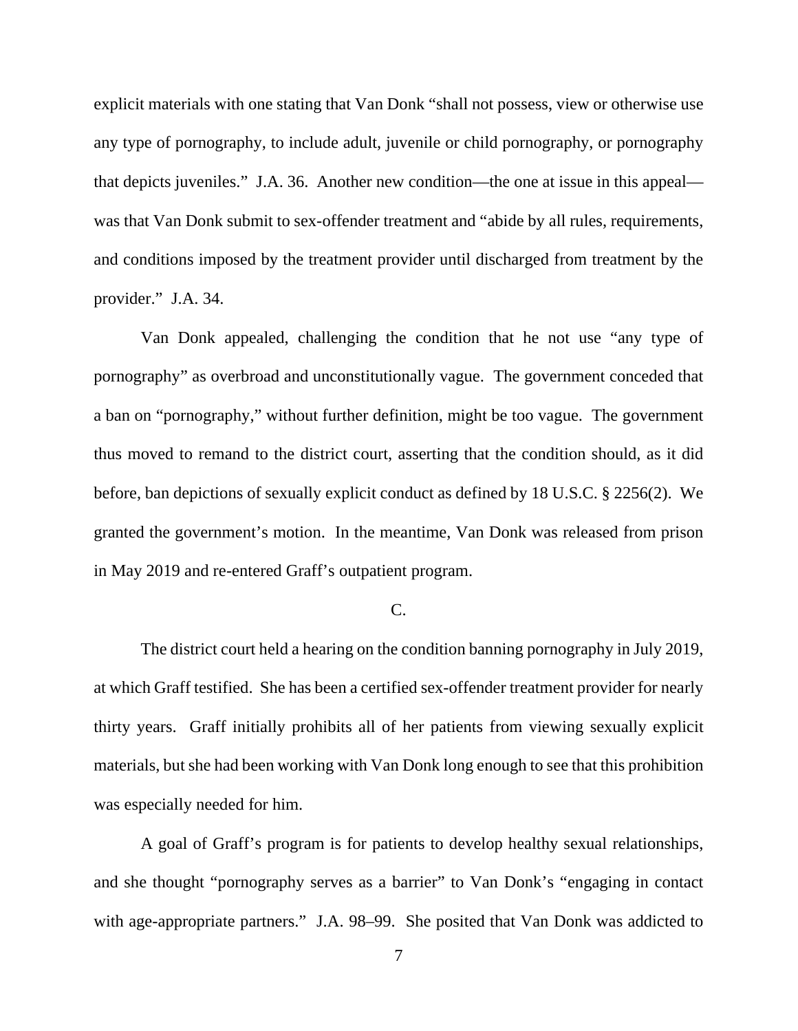explicit materials with one stating that Van Donk "shall not possess, view or otherwise use any type of pornography, to include adult, juvenile or child pornography, or pornography that depicts juveniles." J.A. 36. Another new condition—the one at issue in this appeal—was that Van Donk submit to sex-offender treatment and "abide by all rules, requirements, and conditions imposed by the treatment provider until discharged from treatment by the provider." J.A. 34.

Van Donk appealed, challenging the condition that he not use "any type of pornography" as overbroad and unconstitutionally vague. The government conceded that a ban on "pornography," without further definition, might be too vague. The government thus moved to remand to the district court, asserting that the condition should, as it did before, ban depictions of sexually explicit conduct as defined by 18 U.S.C. § 2256(2). We granted the government's motion. In the meantime, Van Donk was released from prison in May 2019 and re-entered Graff's outpatient program.

C.

The district court held a hearing on the condition banning pornography in July 2019, at which Graff testified. She has been a certified sex-offender treatment provider for nearly thirty years. Graff initially prohibits all of her patients from viewing sexually explicit materials, but she had been working with Van Donk long enough to see that this prohibition was especially needed for him.

A goal of Graff's program is for patients to develop healthy sexual relationships, and she thought "pornography serves as a barrier" to Van Donk's "engaging in contact with age-appropriate partners." J.A. 98–99. She posited that Van Donk was addicted to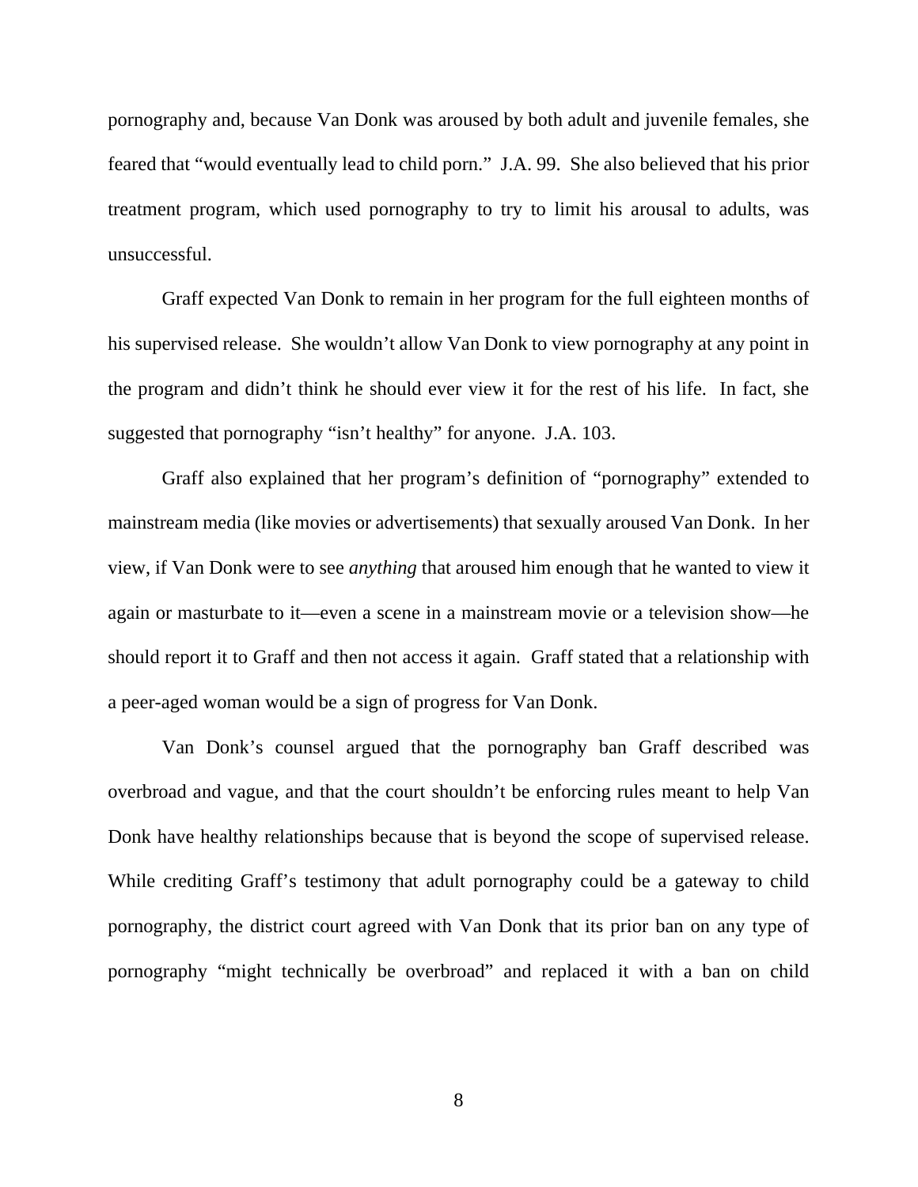pornography and, because Van Donk was aroused by both adult and juvenile females, she feared that "would eventually lead to child porn." J.A. 99. She also believed that his prior treatment program, which used pornography to try to limit his arousal to adults, was unsuccessful.

Graff expected Van Donk to remain in her program for the full eighteen months of his supervised release. She wouldn't allow Van Donk to view pornography at any point in the program and didn't think he should ever view it for the rest of his life. In fact, she suggested that pornography "isn't healthy" for anyone. J.A. 103.

Graff also explained that her program's definition of "pornography" extended to mainstream media (like movies or advertisements) that sexually aroused Van Donk. In her view, if Van Donk were to see *anything* that aroused him enough that he wanted to view it again or masturbate to it—even a scene in a mainstream movie or a television show—he should report it to Graff and then not access it again. Graff stated that a relationship with a peer-aged woman would be a sign of progress for Van Donk.

Van Donk's counsel argued that the pornography ban Graff described was overbroad and vague, and that the court shouldn't be enforcing rules meant to help Van Donk have healthy relationships because that is beyond the scope of supervised release. While crediting Graff's testimony that adult pornography could be a gateway to child pornography, the district court agreed with Van Donk that its prior ban on any type of pornography "might technically be overbroad" and replaced it with a ban on child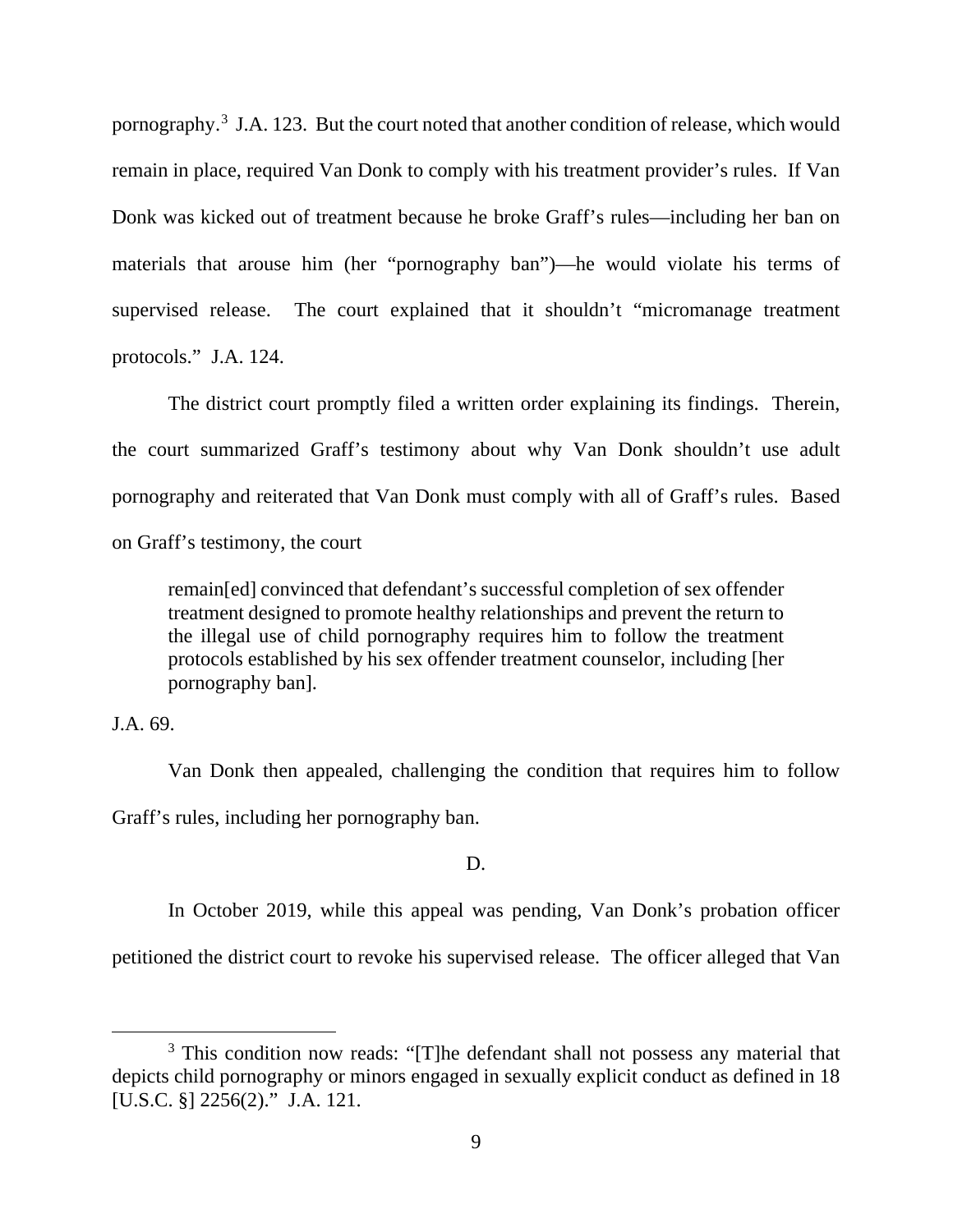pornography.[3] J.A. 123. But the court noted that another condition of release, which would remain in place, required Van Donk to comply with his treatment provider's rules. If Van Donk was kicked out of treatment because he broke Graff's rules—including her ban on materials that arouse him (her "pornography ban")—he would violate his terms of supervised release. The court explained that it shouldn't "micromanage treatment protocols." J.A. 124.

The district court promptly filed a written order explaining its findings. Therein, the court summarized Graff's testimony about why Van Donk shouldn't use adult pornography and reiterated that Van Donk must comply with all of Graff's rules. Based on Graff's testimony, the court

> remain[ed] convinced that defendant's successful completion of sex offender treatment designed to promote healthy relationships and prevent the return to the illegal use of child pornography requires him to follow the treatment protocols established by his sex offender treatment counselor, including [her pornography ban].

J.A. 69.

Van Donk then appealed, challenging the condition that requires him to follow Graff's rules, including her pornography ban.

D.

In October 2019, while this appeal was pending, Van Donk's probation officer petitioned the district court to revoke his supervised release. The officer alleged that Van

[3] This condition now reads: "[T]he defendant shall not possess any material that depicts child pornography or minors engaged in sexually explicit conduct as defined in 18 [U.S.C. §] 2256(2)." J.A. 121.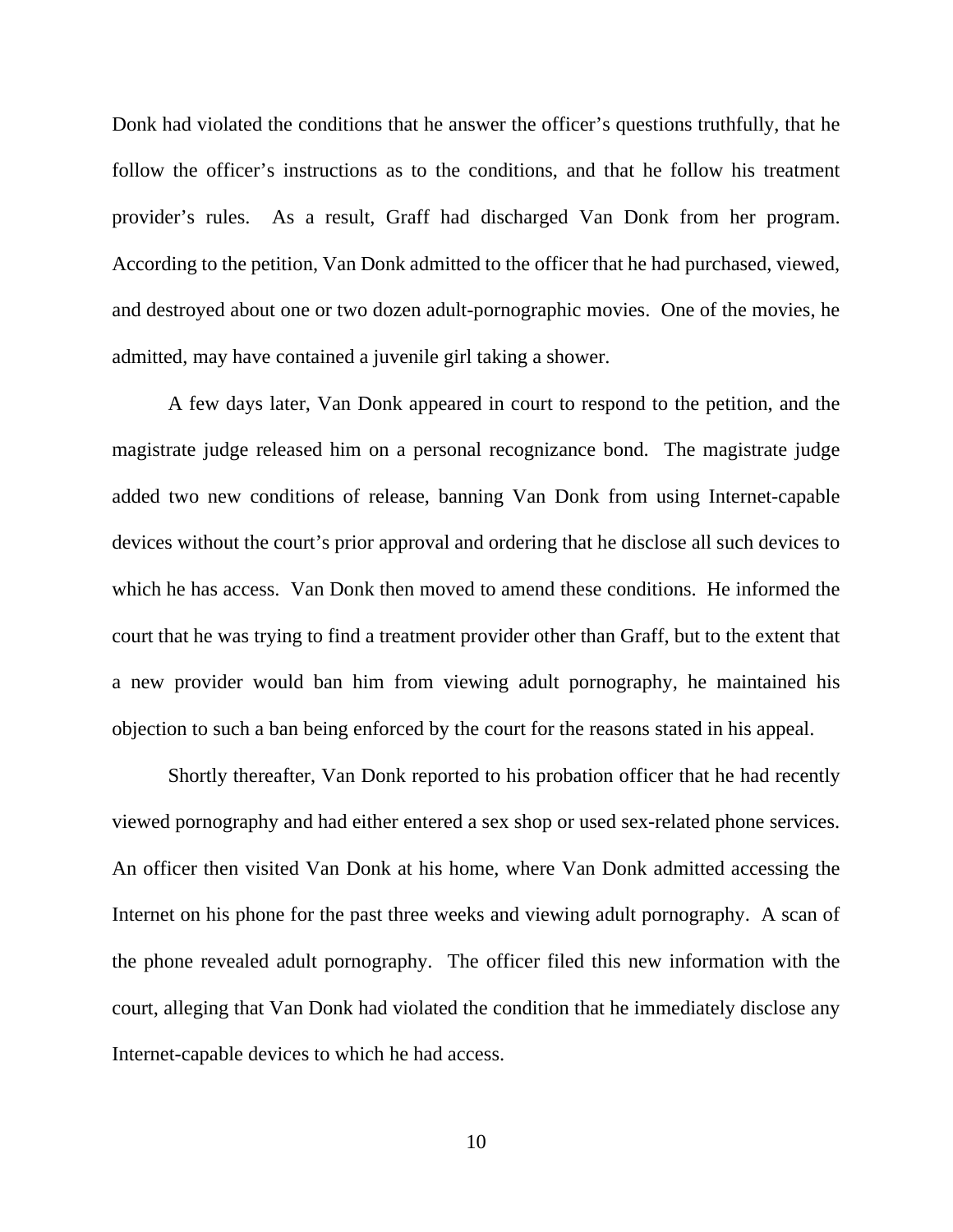Donk had violated the conditions that he answer the officer's questions truthfully, that he follow the officer's instructions as to the conditions, and that he follow his treatment provider's rules. As a result, Graff had discharged Van Donk from her program. According to the petition, Van Donk admitted to the officer that he had purchased, viewed, and destroyed about one or two dozen adult-pornographic movies. One of the movies, he admitted, may have contained a juvenile girl taking a shower.

A few days later, Van Donk appeared in court to respond to the petition, and the magistrate judge released him on a personal recognizance bond. The magistrate judge added two new conditions of release, banning Van Donk from using Internet-capable devices without the court's prior approval and ordering that he disclose all such devices to which he has access. Van Donk then moved to amend these conditions. He informed the court that he was trying to find a treatment provider other than Graff, but to the extent that a new provider would ban him from viewing adult pornography, he maintained his objection to such a ban being enforced by the court for the reasons stated in his appeal.

Shortly thereafter, Van Donk reported to his probation officer that he had recently viewed pornography and had either entered a sex shop or used sex-related phone services. An officer then visited Van Donk at his home, where Van Donk admitted accessing the Internet on his phone for the past three weeks and viewing adult pornography. A scan of the phone revealed adult pornography. The officer filed this new information with the court, alleging that Van Donk had violated the condition that he immediately disclose any Internet-capable devices to which he had access.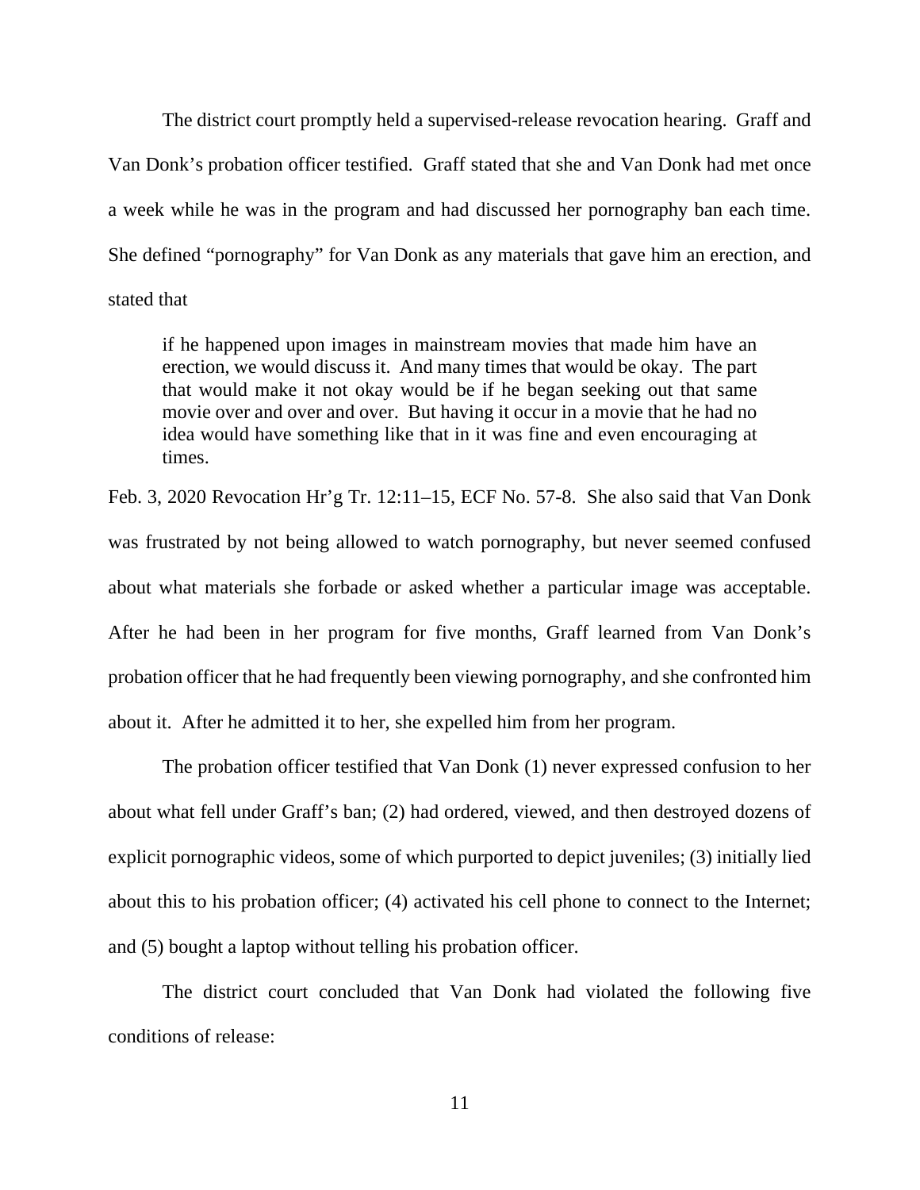The district court promptly held a supervised-release revocation hearing. Graff and Van Donk's probation officer testified. Graff stated that she and Van Donk had met once a week while he was in the program and had discussed her pornography ban each time. She defined "pornography" for Van Donk as any materials that gave him an erection, and stated that

> if he happened upon images in mainstream movies that made him have an erection, we would discuss it. And many times that would be okay. The part that would make it not okay would be if he began seeking out that same movie over and over and over. But having it occur in a movie that he had no idea would have something like that in it was fine and even encouraging at times.

Feb. 3, 2020 Revocation Hr'g Tr. 12:11–15, ECF No. 57-8. She also said that Van Donk was frustrated by not being allowed to watch pornography, but never seemed confused about what materials she forbade or asked whether a particular image was acceptable. After he had been in her program for five months, Graff learned from Van Donk's probation officer that he had frequently been viewing pornography, and she confronted him about it. After he admitted it to her, she expelled him from her program.

The probation officer testified that Van Donk (1) never expressed confusion to her about what fell under Graff's ban; (2) had ordered, viewed, and then destroyed dozens of explicit pornographic videos, some of which purported to depict juveniles; (3) initially lied about this to his probation officer; (4) activated his cell phone to connect to the Internet; and (5) bought a laptop without telling his probation officer.

The district court concluded that Van Donk had violated the following five conditions of release: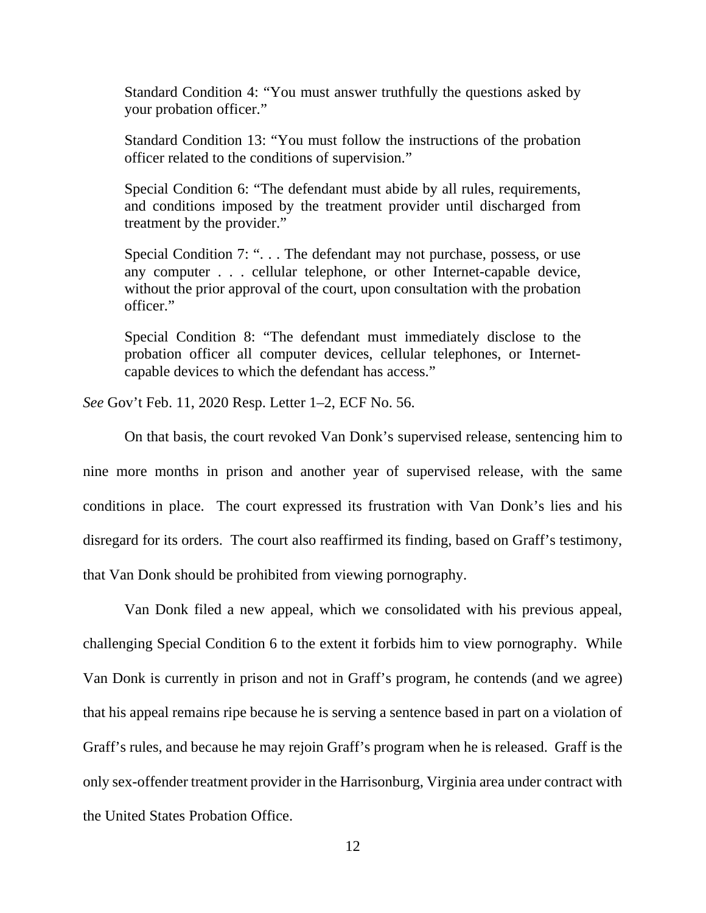> Standard Condition 4: "You must answer truthfully the questions asked by your probation officer."
>
> Standard Condition 13: "You must follow the instructions of the probation officer related to the conditions of supervision."
>
> Special Condition 6: "The defendant must abide by all rules, requirements, and conditions imposed by the treatment provider until discharged from treatment by the provider."
>
> Special Condition 7: ". . . The defendant may not purchase, possess, or use any computer . . . cellular telephone, or other Internet-capable device, without the prior approval of the court, upon consultation with the probation officer."
>
> Special Condition 8: "The defendant must immediately disclose to the probation officer all computer devices, cellular telephones, or Internet-capable devices to which the defendant has access."

*See* Gov't Feb. 11, 2020 Resp. Letter 1–2, ECF No. 56.

On that basis, the court revoked Van Donk's supervised release, sentencing him to nine more months in prison and another year of supervised release, with the same conditions in place. The court expressed its frustration with Van Donk's lies and his disregard for its orders. The court also reaffirmed its finding, based on Graff's testimony, that Van Donk should be prohibited from viewing pornography.

Van Donk filed a new appeal, which we consolidated with his previous appeal, challenging Special Condition 6 to the extent it forbids him to view pornography. While Van Donk is currently in prison and not in Graff's program, he contends (and we agree) that his appeal remains ripe because he is serving a sentence based in part on a violation of Graff's rules, and because he may rejoin Graff's program when he is released. Graff is the only sex-offender treatment provider in the Harrisonburg, Virginia area under contract with the United States Probation Office.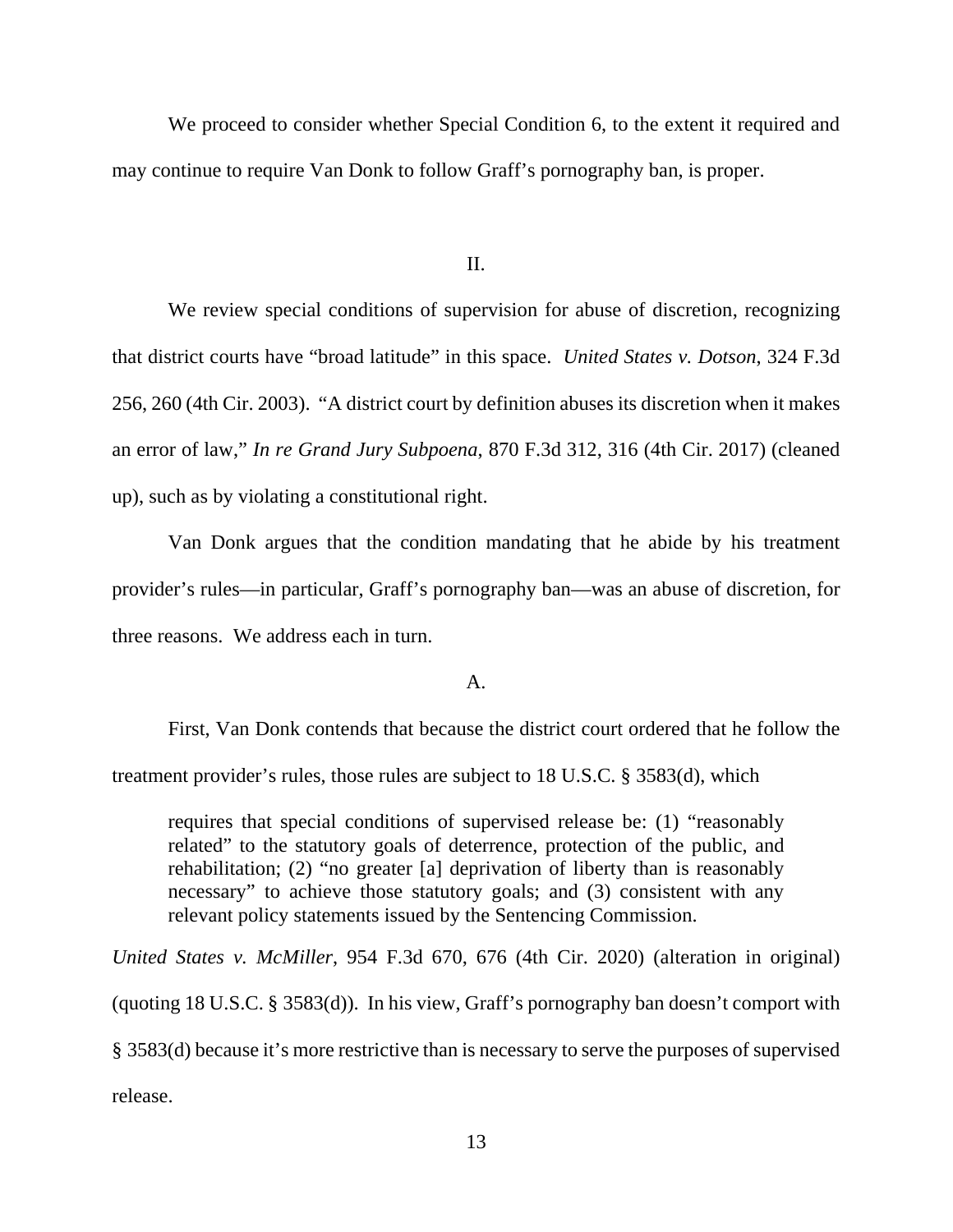We proceed to consider whether Special Condition 6, to the extent it required and may continue to require Van Donk to follow Graff's pornography ban, is proper.

## II.

We review special conditions of supervision for abuse of discretion, recognizing that district courts have "broad latitude" in this space. *United States v. Dotson*, 324 F.3d 256, 260 (4th Cir. 2003). "A district court by definition abuses its discretion when it makes an error of law," *In re Grand Jury Subpoena*, 870 F.3d 312, 316 (4th Cir. 2017) (cleaned up), such as by violating a constitutional right.

Van Donk argues that the condition mandating that he abide by his treatment provider's rules—in particular, Graff's pornography ban—was an abuse of discretion, for three reasons. We address each in turn.

### A.

First, Van Donk contends that because the district court ordered that he follow the treatment provider's rules, those rules are subject to 18 U.S.C. § 3583(d), which

> requires that special conditions of supervised release be: (1) "reasonably related" to the statutory goals of deterrence, protection of the public, and rehabilitation; (2) "no greater [a] deprivation of liberty than is reasonably necessary" to achieve those statutory goals; and (3) consistent with any relevant policy statements issued by the Sentencing Commission.

*United States v. McMiller*, 954 F.3d 670, 676 (4th Cir. 2020) (alteration in original) (quoting 18 U.S.C. § 3583(d)). In his view, Graff's pornography ban doesn't comport with § 3583(d) because it's more restrictive than is necessary to serve the purposes of supervised release.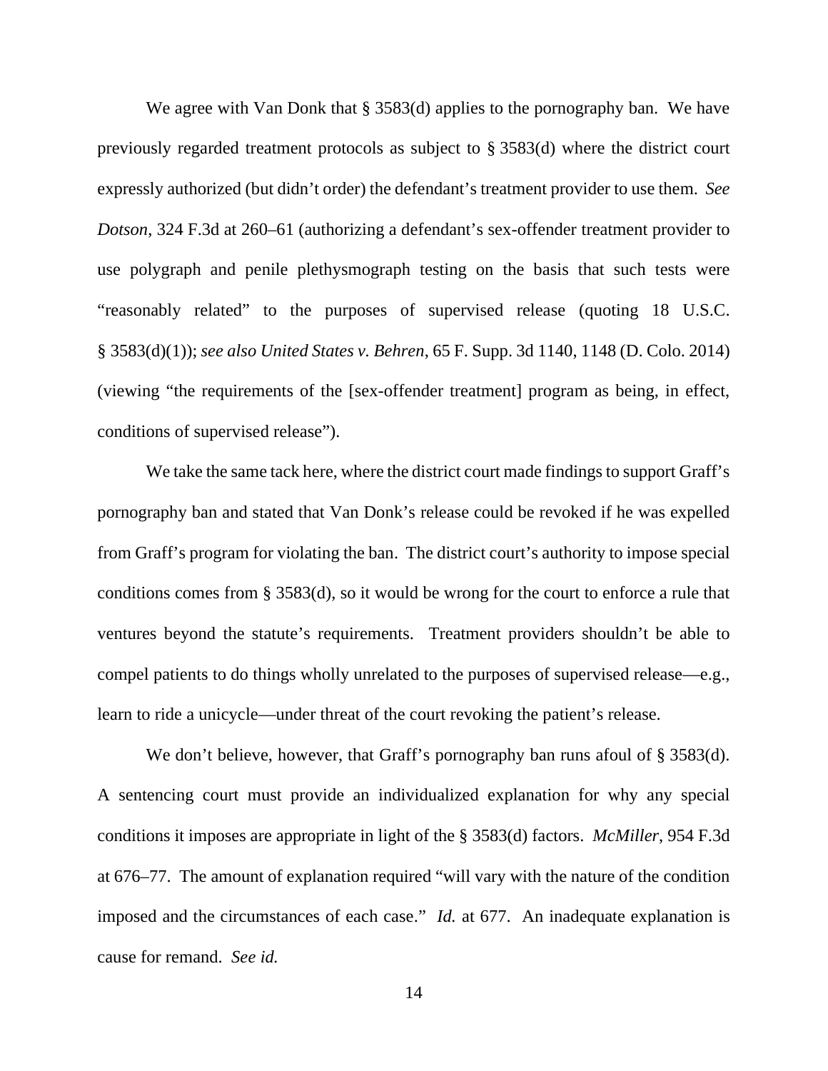We agree with Van Donk that § 3583(d) applies to the pornography ban. We have previously regarded treatment protocols as subject to § 3583(d) where the district court expressly authorized (but didn't order) the defendant's treatment provider to use them. *See Dotson*, 324 F.3d at 260–61 (authorizing a defendant's sex-offender treatment provider to use polygraph and penile plethysmograph testing on the basis that such tests were "reasonably related" to the purposes of supervised release (quoting 18 U.S.C. § 3583(d)(1)); *see also United States v. Behren*, 65 F. Supp. 3d 1140, 1148 (D. Colo. 2014) (viewing "the requirements of the [sex-offender treatment] program as being, in effect, conditions of supervised release").

We take the same tack here, where the district court made findings to support Graff's pornography ban and stated that Van Donk's release could be revoked if he was expelled from Graff's program for violating the ban. The district court's authority to impose special conditions comes from § 3583(d), so it would be wrong for the court to enforce a rule that ventures beyond the statute's requirements. Treatment providers shouldn't be able to compel patients to do things wholly unrelated to the purposes of supervised release—e.g., learn to ride a unicycle—under threat of the court revoking the patient's release.

We don't believe, however, that Graff's pornography ban runs afoul of § 3583(d). A sentencing court must provide an individualized explanation for why any special conditions it imposes are appropriate in light of the § 3583(d) factors. *McMiller*, 954 F.3d at 676–77. The amount of explanation required "will vary with the nature of the condition imposed and the circumstances of each case." *Id.* at 677. An inadequate explanation is cause for remand. *See id.*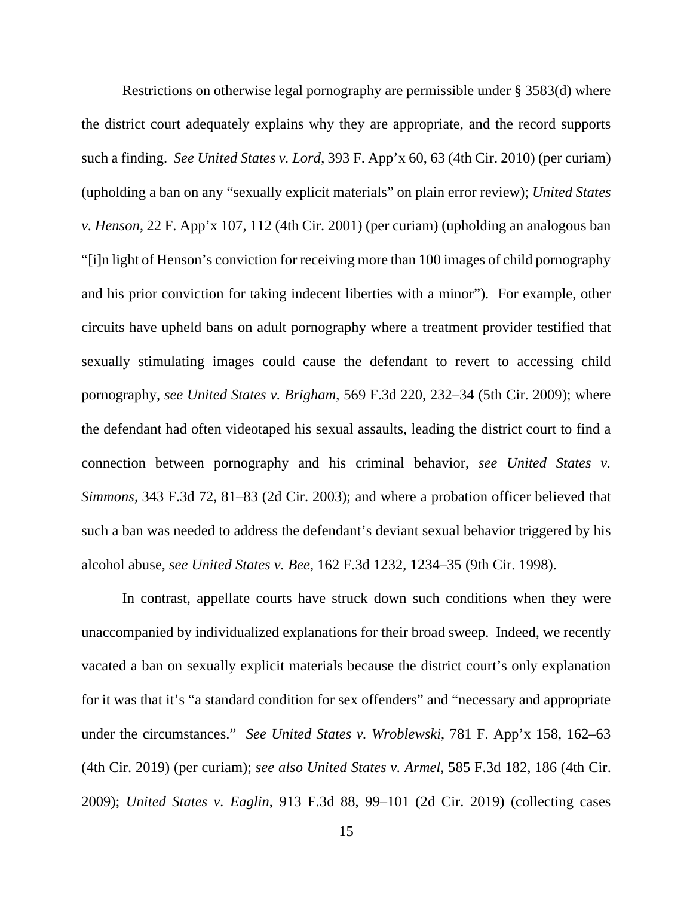Restrictions on otherwise legal pornography are permissible under § 3583(d) where the district court adequately explains why they are appropriate, and the record supports such a finding. *See United States v. Lord*, 393 F. App'x 60, 63 (4th Cir. 2010) (per curiam) (upholding a ban on any "sexually explicit materials" on plain error review); *United States v. Henson*, 22 F. App'x 107, 112 (4th Cir. 2001) (per curiam) (upholding an analogous ban "[i]n light of Henson's conviction for receiving more than 100 images of child pornography and his prior conviction for taking indecent liberties with a minor"). For example, other circuits have upheld bans on adult pornography where a treatment provider testified that sexually stimulating images could cause the defendant to revert to accessing child pornography, *see United States v. Brigham*, 569 F.3d 220, 232–34 (5th Cir. 2009); where the defendant had often videotaped his sexual assaults, leading the district court to find a connection between pornography and his criminal behavior, *see United States v. Simmons*, 343 F.3d 72, 81–83 (2d Cir. 2003); and where a probation officer believed that such a ban was needed to address the defendant's deviant sexual behavior triggered by his alcohol abuse, *see United States v. Bee*, 162 F.3d 1232, 1234–35 (9th Cir. 1998).

In contrast, appellate courts have struck down such conditions when they were unaccompanied by individualized explanations for their broad sweep. Indeed, we recently vacated a ban on sexually explicit materials because the district court's only explanation for it was that it's "a standard condition for sex offenders" and "necessary and appropriate under the circumstances." *See United States v. Wroblewski*, 781 F. App'x 158, 162–63 (4th Cir. 2019) (per curiam); *see also United States v. Armel*, 585 F.3d 182, 186 (4th Cir. 2009); *United States v. Eaglin*, 913 F.3d 88, 99–101 (2d Cir. 2019) (collecting cases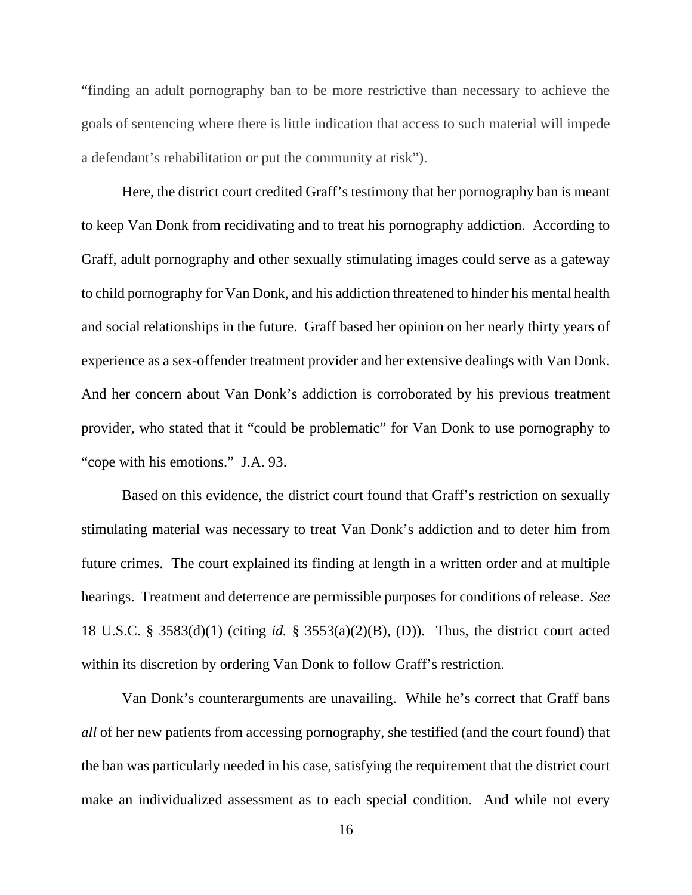"finding an adult pornography ban to be more restrictive than necessary to achieve the goals of sentencing where there is little indication that access to such material will impede a defendant's rehabilitation or put the community at risk").

Here, the district court credited Graff's testimony that her pornography ban is meant to keep Van Donk from recidivating and to treat his pornography addiction. According to Graff, adult pornography and other sexually stimulating images could serve as a gateway to child pornography for Van Donk, and his addiction threatened to hinder his mental health and social relationships in the future. Graff based her opinion on her nearly thirty years of experience as a sex-offender treatment provider and her extensive dealings with Van Donk. And her concern about Van Donk's addiction is corroborated by his previous treatment provider, who stated that it "could be problematic" for Van Donk to use pornography to "cope with his emotions." J.A. 93.

Based on this evidence, the district court found that Graff's restriction on sexually stimulating material was necessary to treat Van Donk's addiction and to deter him from future crimes. The court explained its finding at length in a written order and at multiple hearings. Treatment and deterrence are permissible purposes for conditions of release. *See* 18 U.S.C. § 3583(d)(1) (citing *id.* § 3553(a)(2)(B), (D)). Thus, the district court acted within its discretion by ordering Van Donk to follow Graff's restriction.

Van Donk's counterarguments are unavailing. While he's correct that Graff bans *all* of her new patients from accessing pornography, she testified (and the court found) that the ban was particularly needed in his case, satisfying the requirement that the district court make an individualized assessment as to each special condition. And while not every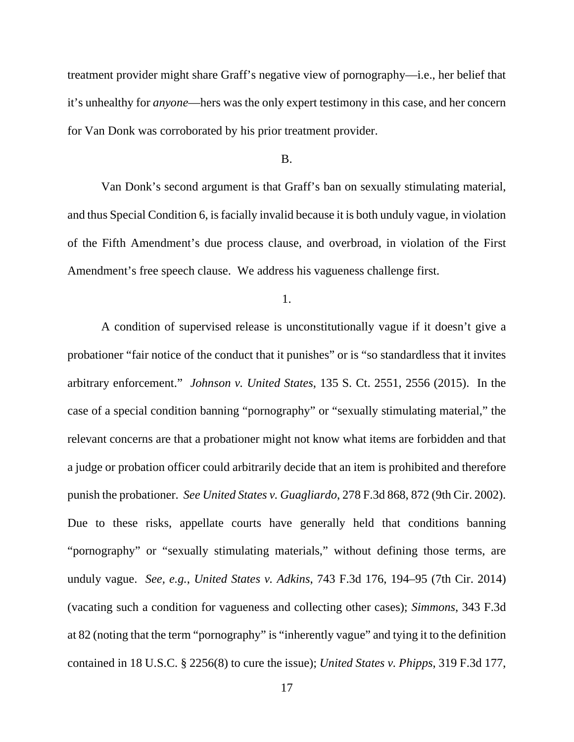treatment provider might share Graff's negative view of pornography—i.e., her belief that it's unhealthy for *anyone*—hers was the only expert testimony in this case, and her concern for Van Donk was corroborated by his prior treatment provider.

B.

Van Donk's second argument is that Graff's ban on sexually stimulating material, and thus Special Condition 6, is facially invalid because it is both unduly vague, in violation of the Fifth Amendment's due process clause, and overbroad, in violation of the First Amendment's free speech clause. We address his vagueness challenge first.

1.

A condition of supervised release is unconstitutionally vague if it doesn't give a probationer "fair notice of the conduct that it punishes" or is "so standardless that it invites arbitrary enforcement." *Johnson v. United States*, 135 S. Ct. 2551, 2556 (2015). In the case of a special condition banning "pornography" or "sexually stimulating material," the relevant concerns are that a probationer might not know what items are forbidden and that a judge or probation officer could arbitrarily decide that an item is prohibited and therefore punish the probationer. *See United States v. Guagliardo*, 278 F.3d 868, 872 (9th Cir. 2002). Due to these risks, appellate courts have generally held that conditions banning "pornography" or "sexually stimulating materials," without defining those terms, are unduly vague. *See, e.g.*, *United States v. Adkins*, 743 F.3d 176, 194–95 (7th Cir. 2014) (vacating such a condition for vagueness and collecting other cases); *Simmons*, 343 F.3d at 82 (noting that the term "pornography" is "inherently vague" and tying it to the definition contained in 18 U.S.C. § 2256(8) to cure the issue); *United States v. Phipps*, 319 F.3d 177,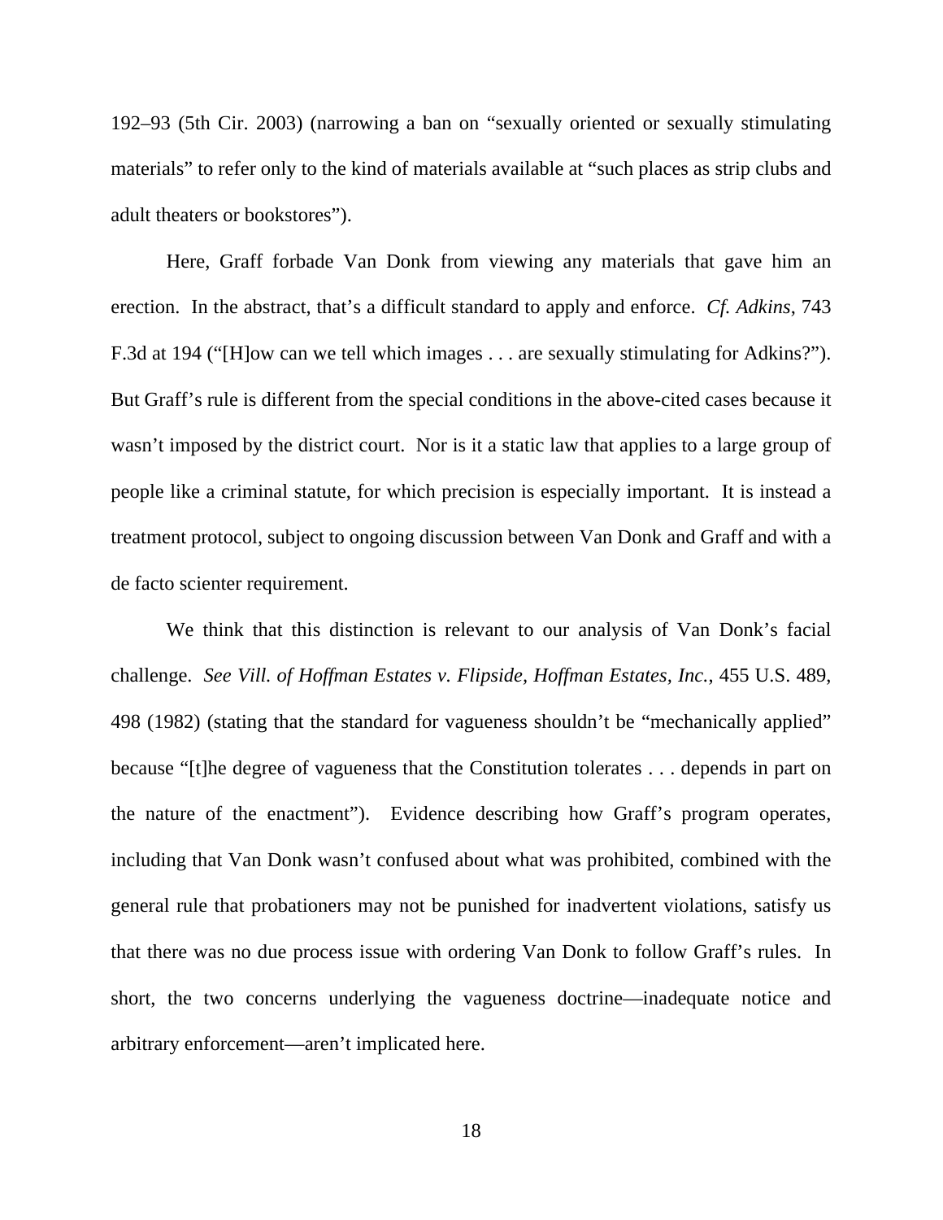192–93 (5th Cir. 2003) (narrowing a ban on "sexually oriented or sexually stimulating materials" to refer only to the kind of materials available at "such places as strip clubs and adult theaters or bookstores").

Here, Graff forbade Van Donk from viewing any materials that gave him an erection. In the abstract, that's a difficult standard to apply and enforce. *Cf. Adkins*, 743 F.3d at 194 ("[H]ow can we tell which images . . . are sexually stimulating for Adkins?"). But Graff's rule is different from the special conditions in the above-cited cases because it wasn't imposed by the district court. Nor is it a static law that applies to a large group of people like a criminal statute, for which precision is especially important. It is instead a treatment protocol, subject to ongoing discussion between Van Donk and Graff and with a de facto scienter requirement.

We think that this distinction is relevant to our analysis of Van Donk's facial challenge. *See Vill. of Hoffman Estates v. Flipside, Hoffman Estates, Inc.*, 455 U.S. 489, 498 (1982) (stating that the standard for vagueness shouldn't be "mechanically applied" because "[t]he degree of vagueness that the Constitution tolerates . . . depends in part on the nature of the enactment"). Evidence describing how Graff's program operates, including that Van Donk wasn't confused about what was prohibited, combined with the general rule that probationers may not be punished for inadvertent violations, satisfy us that there was no due process issue with ordering Van Donk to follow Graff's rules. In short, the two concerns underlying the vagueness doctrine—inadequate notice and arbitrary enforcement—aren't implicated here.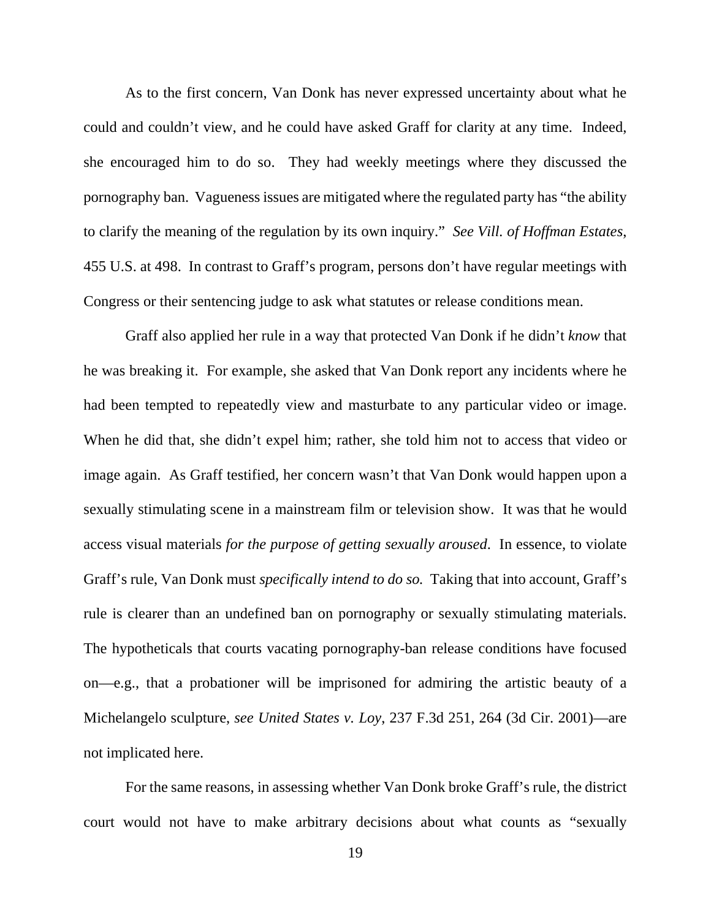As to the first concern, Van Donk has never expressed uncertainty about what he could and couldn't view, and he could have asked Graff for clarity at any time. Indeed, she encouraged him to do so. They had weekly meetings where they discussed the pornography ban. Vagueness issues are mitigated where the regulated party has "the ability to clarify the meaning of the regulation by its own inquiry." *See Vill. of Hoffman Estates*, 455 U.S. at 498. In contrast to Graff's program, persons don't have regular meetings with Congress or their sentencing judge to ask what statutes or release conditions mean.

Graff also applied her rule in a way that protected Van Donk if he didn't *know* that he was breaking it. For example, she asked that Van Donk report any incidents where he had been tempted to repeatedly view and masturbate to any particular video or image. When he did that, she didn't expel him; rather, she told him not to access that video or image again. As Graff testified, her concern wasn't that Van Donk would happen upon a sexually stimulating scene in a mainstream film or television show. It was that he would access visual materials *for the purpose of getting sexually aroused*. In essence, to violate Graff's rule, Van Donk must *specifically intend to do so.* Taking that into account, Graff's rule is clearer than an undefined ban on pornography or sexually stimulating materials. The hypotheticals that courts vacating pornography-ban release conditions have focused on—e.g., that a probationer will be imprisoned for admiring the artistic beauty of a Michelangelo sculpture, *see United States v. Loy*, 237 F.3d 251, 264 (3d Cir. 2001)—are not implicated here.

For the same reasons, in assessing whether Van Donk broke Graff's rule, the district court would not have to make arbitrary decisions about what counts as "sexually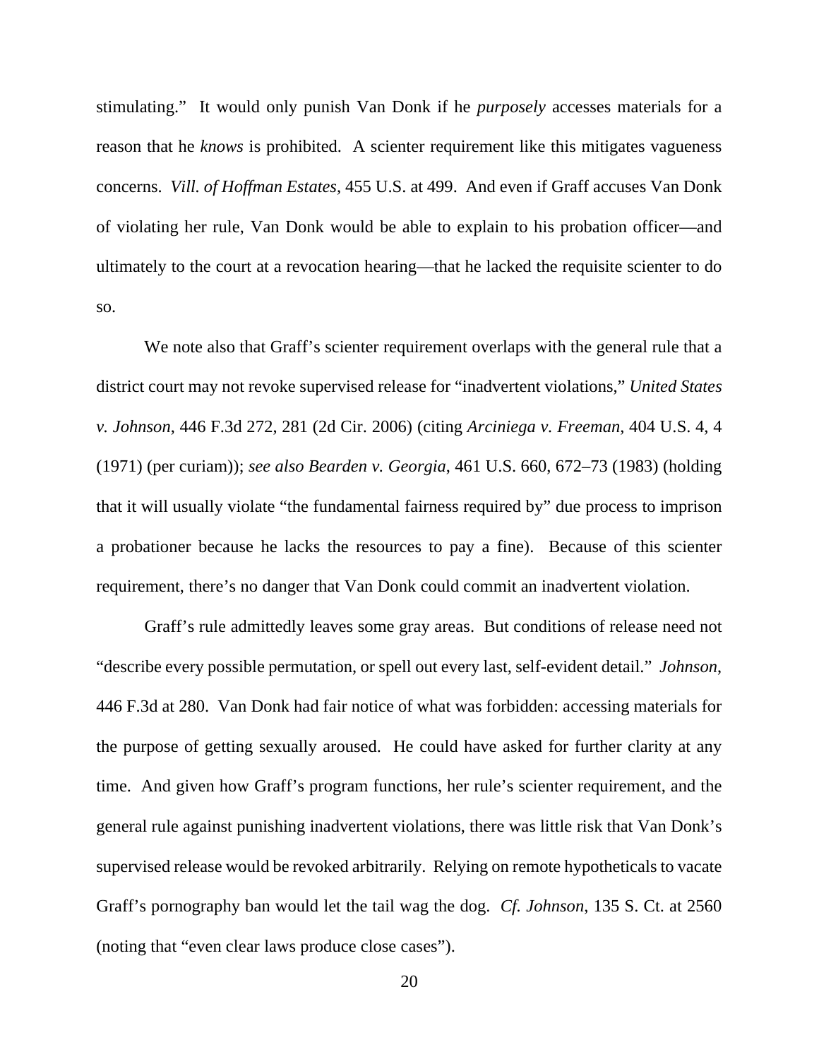stimulating." It would only punish Van Donk if he *purposely* accesses materials for a reason that he *knows* is prohibited. A scienter requirement like this mitigates vagueness concerns. *Vill. of Hoffman Estates*, 455 U.S. at 499. And even if Graff accuses Van Donk of violating her rule, Van Donk would be able to explain to his probation officer—and ultimately to the court at a revocation hearing—that he lacked the requisite scienter to do so.

We note also that Graff's scienter requirement overlaps with the general rule that a district court may not revoke supervised release for "inadvertent violations," *United States v. Johnson*, 446 F.3d 272, 281 (2d Cir. 2006) (citing *Arciniega v. Freeman*, 404 U.S. 4, 4 (1971) (per curiam)); *see also Bearden v. Georgia*, 461 U.S. 660, 672–73 (1983) (holding that it will usually violate "the fundamental fairness required by" due process to imprison a probationer because he lacks the resources to pay a fine). Because of this scienter requirement, there's no danger that Van Donk could commit an inadvertent violation.

Graff's rule admittedly leaves some gray areas. But conditions of release need not "describe every possible permutation, or spell out every last, self-evident detail." *Johnson*, 446 F.3d at 280. Van Donk had fair notice of what was forbidden: accessing materials for the purpose of getting sexually aroused. He could have asked for further clarity at any time. And given how Graff's program functions, her rule's scienter requirement, and the general rule against punishing inadvertent violations, there was little risk that Van Donk's supervised release would be revoked arbitrarily. Relying on remote hypotheticals to vacate Graff's pornography ban would let the tail wag the dog. *Cf. Johnson*, 135 S. Ct. at 2560 (noting that "even clear laws produce close cases").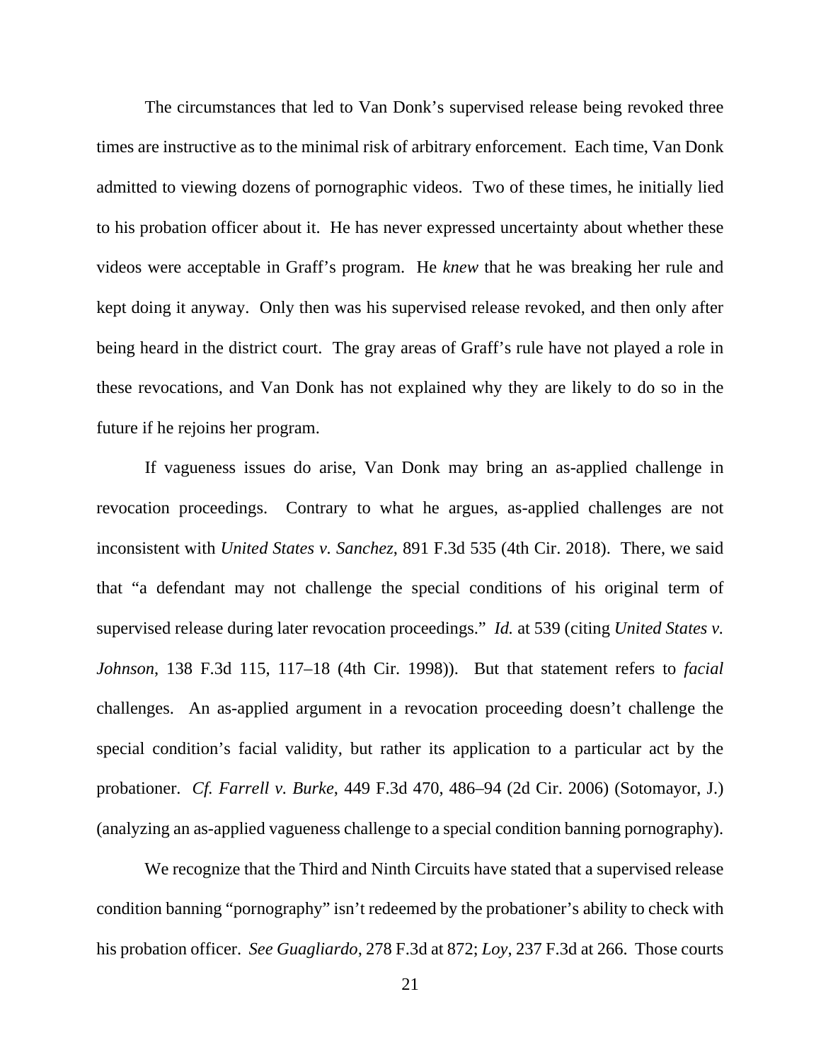The circumstances that led to Van Donk's supervised release being revoked three times are instructive as to the minimal risk of arbitrary enforcement. Each time, Van Donk admitted to viewing dozens of pornographic videos. Two of these times, he initially lied to his probation officer about it. He has never expressed uncertainty about whether these videos were acceptable in Graff's program. He *knew* that he was breaking her rule and kept doing it anyway. Only then was his supervised release revoked, and then only after being heard in the district court. The gray areas of Graff's rule have not played a role in these revocations, and Van Donk has not explained why they are likely to do so in the future if he rejoins her program.

If vagueness issues do arise, Van Donk may bring an as-applied challenge in revocation proceedings. Contrary to what he argues, as-applied challenges are not inconsistent with *United States v. Sanchez*, 891 F.3d 535 (4th Cir. 2018). There, we said that "a defendant may not challenge the special conditions of his original term of supervised release during later revocation proceedings." *Id.* at 539 (citing *United States v. Johnson*, 138 F.3d 115, 117–18 (4th Cir. 1998)). But that statement refers to *facial* challenges. An as-applied argument in a revocation proceeding doesn't challenge the special condition's facial validity, but rather its application to a particular act by the probationer. *Cf. Farrell v. Burke*, 449 F.3d 470, 486–94 (2d Cir. 2006) (Sotomayor, J.) (analyzing an as-applied vagueness challenge to a special condition banning pornography).

We recognize that the Third and Ninth Circuits have stated that a supervised release condition banning "pornography" isn't redeemed by the probationer's ability to check with his probation officer. *See Guagliardo*, 278 F.3d at 872; *Loy*, 237 F.3d at 266. Those courts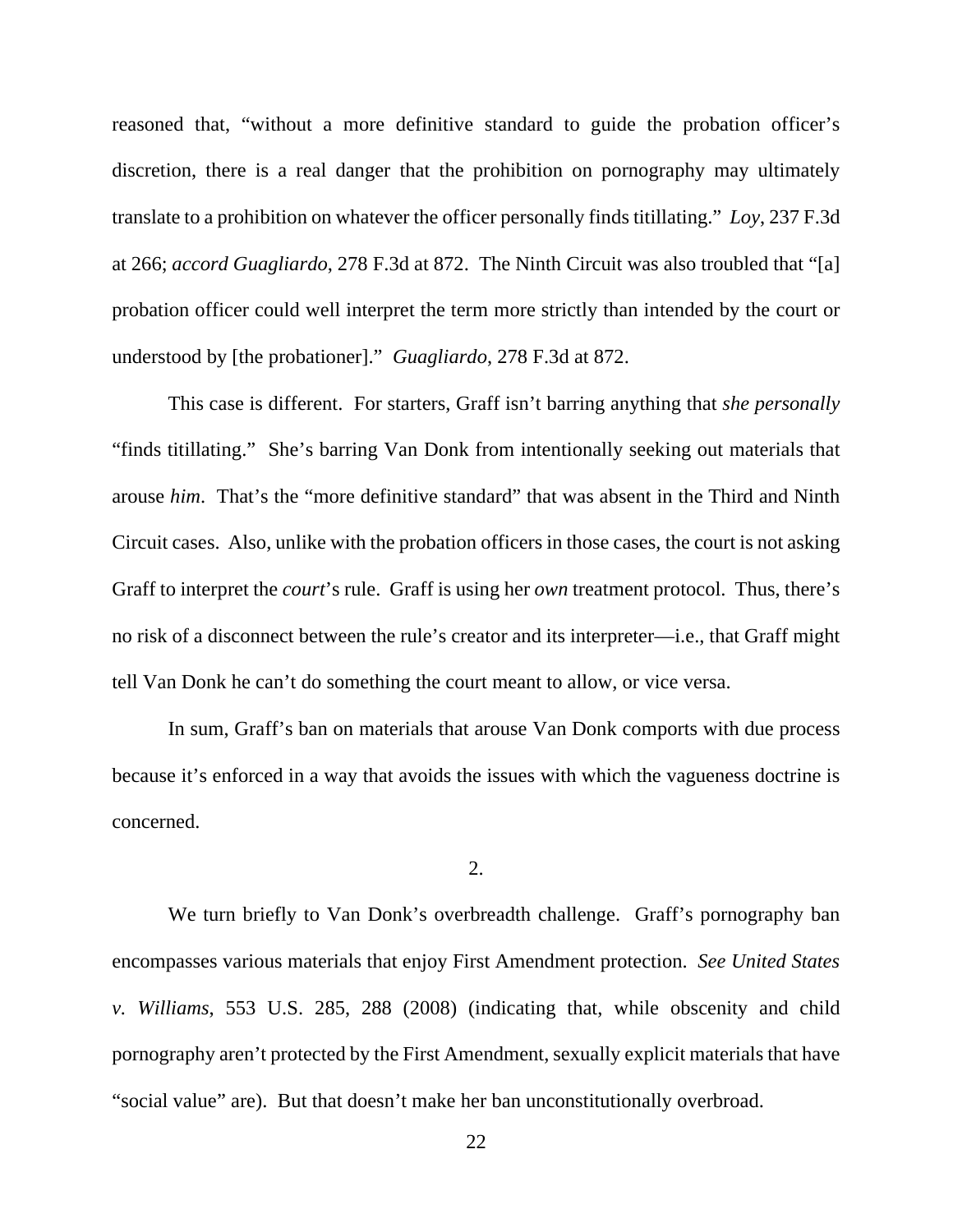reasoned that, "without a more definitive standard to guide the probation officer's discretion, there is a real danger that the prohibition on pornography may ultimately translate to a prohibition on whatever the officer personally finds titillating." *Loy*, 237 F.3d at 266; *accord Guagliardo*, 278 F.3d at 872. The Ninth Circuit was also troubled that "[a] probation officer could well interpret the term more strictly than intended by the court or understood by [the probationer]." *Guagliardo*, 278 F.3d at 872.

This case is different. For starters, Graff isn't barring anything that *she personally* "finds titillating." She's barring Van Donk from intentionally seeking out materials that arouse *him*. That's the "more definitive standard" that was absent in the Third and Ninth Circuit cases. Also, unlike with the probation officers in those cases, the court is not asking Graff to interpret the *court*'s rule. Graff is using her *own* treatment protocol. Thus, there's no risk of a disconnect between the rule's creator and its interpreter—i.e., that Graff might tell Van Donk he can't do something the court meant to allow, or vice versa.

In sum, Graff's ban on materials that arouse Van Donk comports with due process because it's enforced in a way that avoids the issues with which the vagueness doctrine is concerned.

2.

We turn briefly to Van Donk's overbreadth challenge. Graff's pornography ban encompasses various materials that enjoy First Amendment protection. *See United States v. Williams*, 553 U.S. 285, 288 (2008) (indicating that, while obscenity and child pornography aren't protected by the First Amendment, sexually explicit materials that have "social value" are). But that doesn't make her ban unconstitutionally overbroad.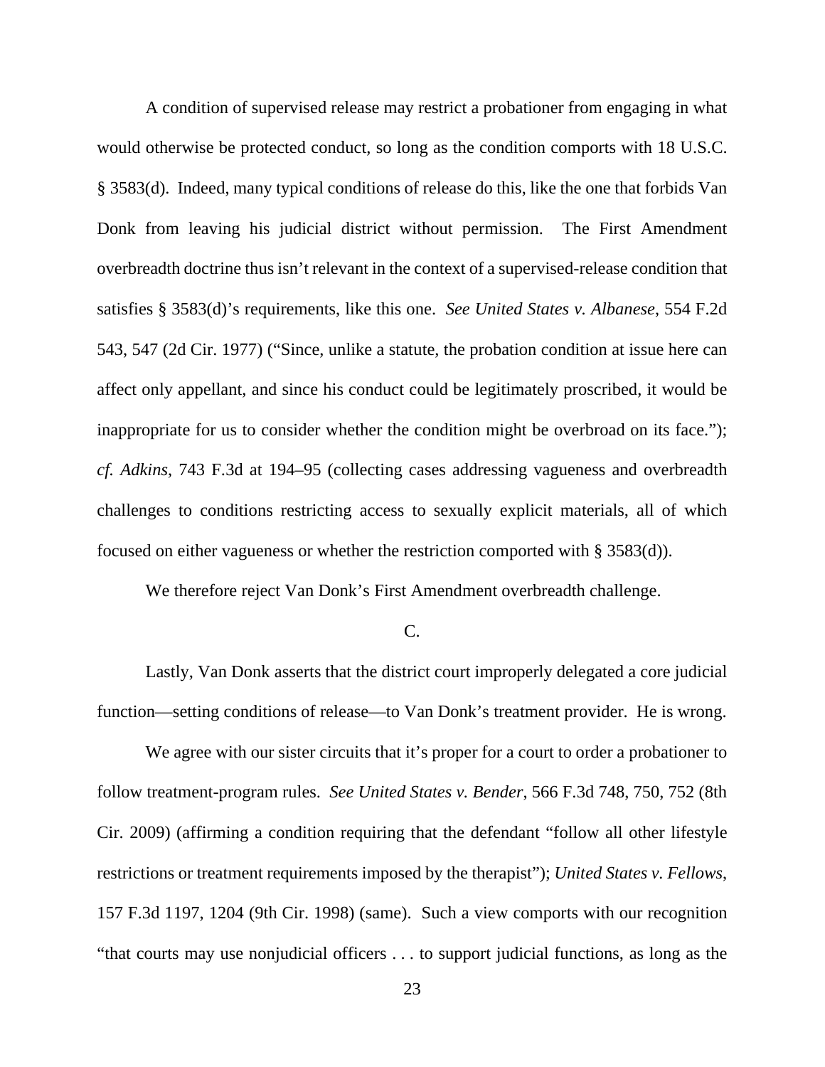A condition of supervised release may restrict a probationer from engaging in what would otherwise be protected conduct, so long as the condition comports with 18 U.S.C. § 3583(d). Indeed, many typical conditions of release do this, like the one that forbids Van Donk from leaving his judicial district without permission. The First Amendment overbreadth doctrine thus isn't relevant in the context of a supervised-release condition that satisfies § 3583(d)'s requirements, like this one. *See United States v. Albanese*, 554 F.2d 543, 547 (2d Cir. 1977) ("Since, unlike a statute, the probation condition at issue here can affect only appellant, and since his conduct could be legitimately proscribed, it would be inappropriate for us to consider whether the condition might be overbroad on its face."); *cf. Adkins*, 743 F.3d at 194–95 (collecting cases addressing vagueness and overbreadth challenges to conditions restricting access to sexually explicit materials, all of which focused on either vagueness or whether the restriction comported with § 3583(d)).

We therefore reject Van Donk's First Amendment overbreadth challenge.

C.

Lastly, Van Donk asserts that the district court improperly delegated a core judicial function—setting conditions of release—to Van Donk's treatment provider. He is wrong.

We agree with our sister circuits that it's proper for a court to order a probationer to follow treatment-program rules. *See United States v. Bender*, 566 F.3d 748, 750, 752 (8th Cir. 2009) (affirming a condition requiring that the defendant "follow all other lifestyle restrictions or treatment requirements imposed by the therapist"); *United States v. Fellows*, 157 F.3d 1197, 1204 (9th Cir. 1998) (same). Such a view comports with our recognition "that courts may use nonjudicial officers . . . to support judicial functions, as long as the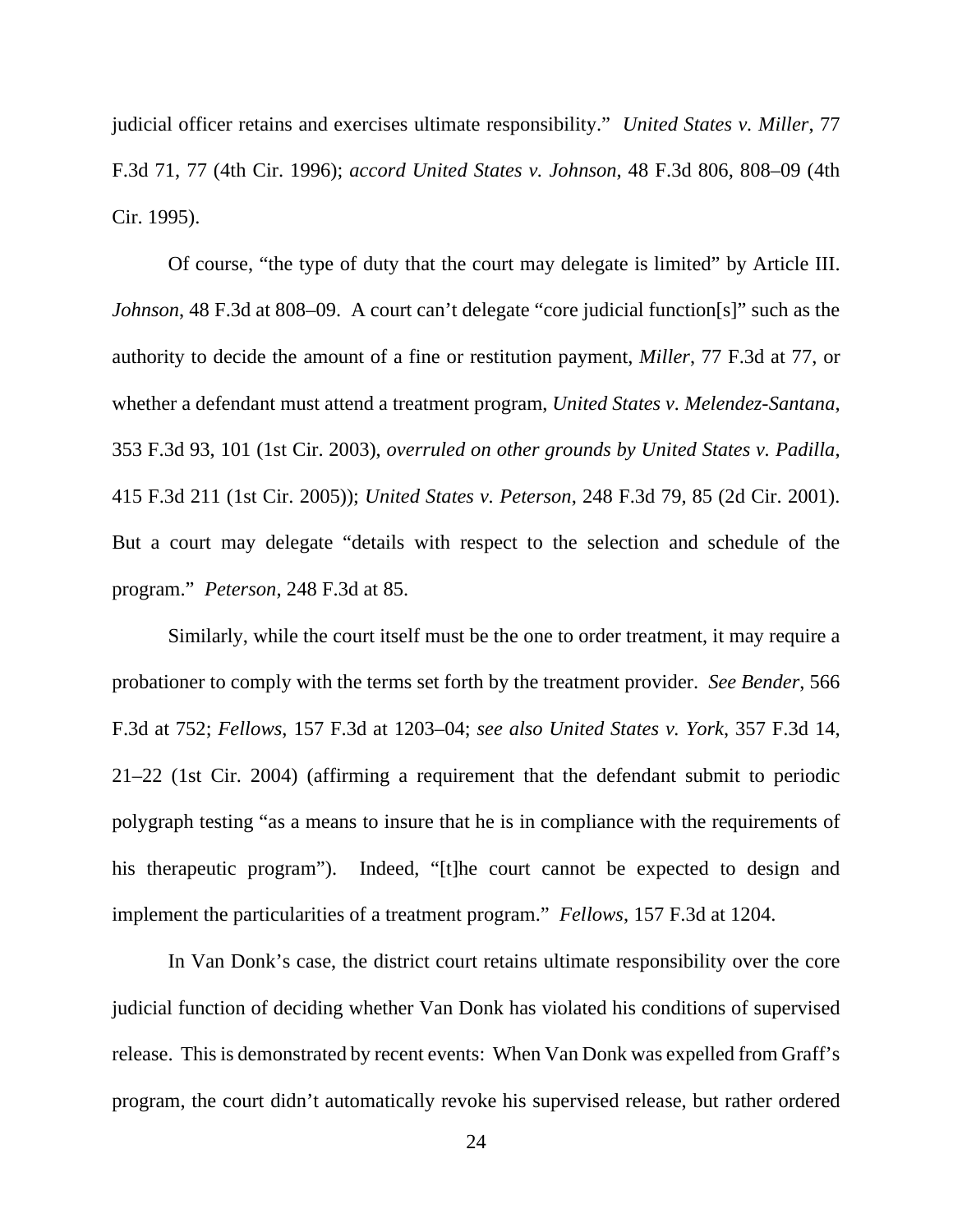judicial officer retains and exercises ultimate responsibility." *United States v. Miller*, 77 F.3d 71, 77 (4th Cir. 1996); *accord United States v. Johnson*, 48 F.3d 806, 808–09 (4th Cir. 1995).

Of course, "the type of duty that the court may delegate is limited" by Article III. *Johnson*, 48 F.3d at 808–09. A court can't delegate "core judicial function[s]" such as the authority to decide the amount of a fine or restitution payment, *Miller*, 77 F.3d at 77, or whether a defendant must attend a treatment program, *United States v. Melendez-Santana*, 353 F.3d 93, 101 (1st Cir. 2003), *overruled on other grounds by United States v. Padilla*, 415 F.3d 211 (1st Cir. 2005)); *United States v. Peterson*, 248 F.3d 79, 85 (2d Cir. 2001). But a court may delegate "details with respect to the selection and schedule of the program." *Peterson*, 248 F.3d at 85.

Similarly, while the court itself must be the one to order treatment, it may require a probationer to comply with the terms set forth by the treatment provider. *See Bender*, 566 F.3d at 752; *Fellows*, 157 F.3d at 1203–04; *see also United States v. York*, 357 F.3d 14, 21–22 (1st Cir. 2004) (affirming a requirement that the defendant submit to periodic polygraph testing "as a means to insure that he is in compliance with the requirements of his therapeutic program"). Indeed, "[t]he court cannot be expected to design and implement the particularities of a treatment program." *Fellows*, 157 F.3d at 1204.

In Van Donk's case, the district court retains ultimate responsibility over the core judicial function of deciding whether Van Donk has violated his conditions of supervised release. This is demonstrated by recent events: When Van Donk was expelled from Graff's program, the court didn't automatically revoke his supervised release, but rather ordered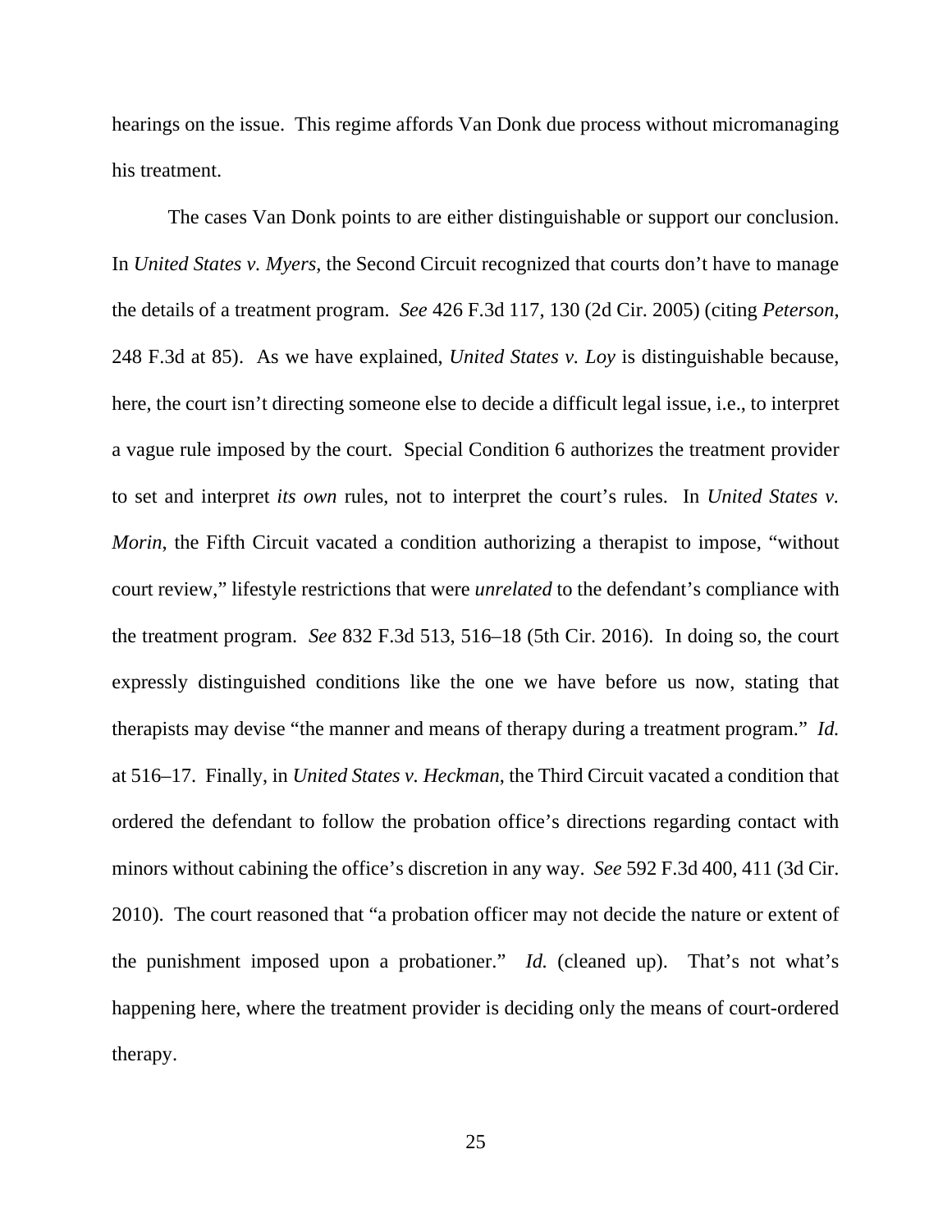hearings on the issue. This regime affords Van Donk due process without micromanaging his treatment.

The cases Van Donk points to are either distinguishable or support our conclusion. In *United States v. Myers*, the Second Circuit recognized that courts don't have to manage the details of a treatment program. *See* 426 F.3d 117, 130 (2d Cir. 2005) (citing *Peterson*, 248 F.3d at 85). As we have explained, *United States v. Loy* is distinguishable because, here, the court isn't directing someone else to decide a difficult legal issue, i.e., to interpret a vague rule imposed by the court. Special Condition 6 authorizes the treatment provider to set and interpret *its own* rules, not to interpret the court's rules. In *United States v. Morin*, the Fifth Circuit vacated a condition authorizing a therapist to impose, "without court review," lifestyle restrictions that were *unrelated* to the defendant's compliance with the treatment program. *See* 832 F.3d 513, 516–18 (5th Cir. 2016). In doing so, the court expressly distinguished conditions like the one we have before us now, stating that therapists may devise "the manner and means of therapy during a treatment program." *Id.* at 516–17. Finally, in *United States v. Heckman*, the Third Circuit vacated a condition that ordered the defendant to follow the probation office's directions regarding contact with minors without cabining the office's discretion in any way. *See* 592 F.3d 400, 411 (3d Cir. 2010). The court reasoned that "a probation officer may not decide the nature or extent of the punishment imposed upon a probationer." *Id.* (cleaned up). That's not what's happening here, where the treatment provider is deciding only the means of court-ordered therapy.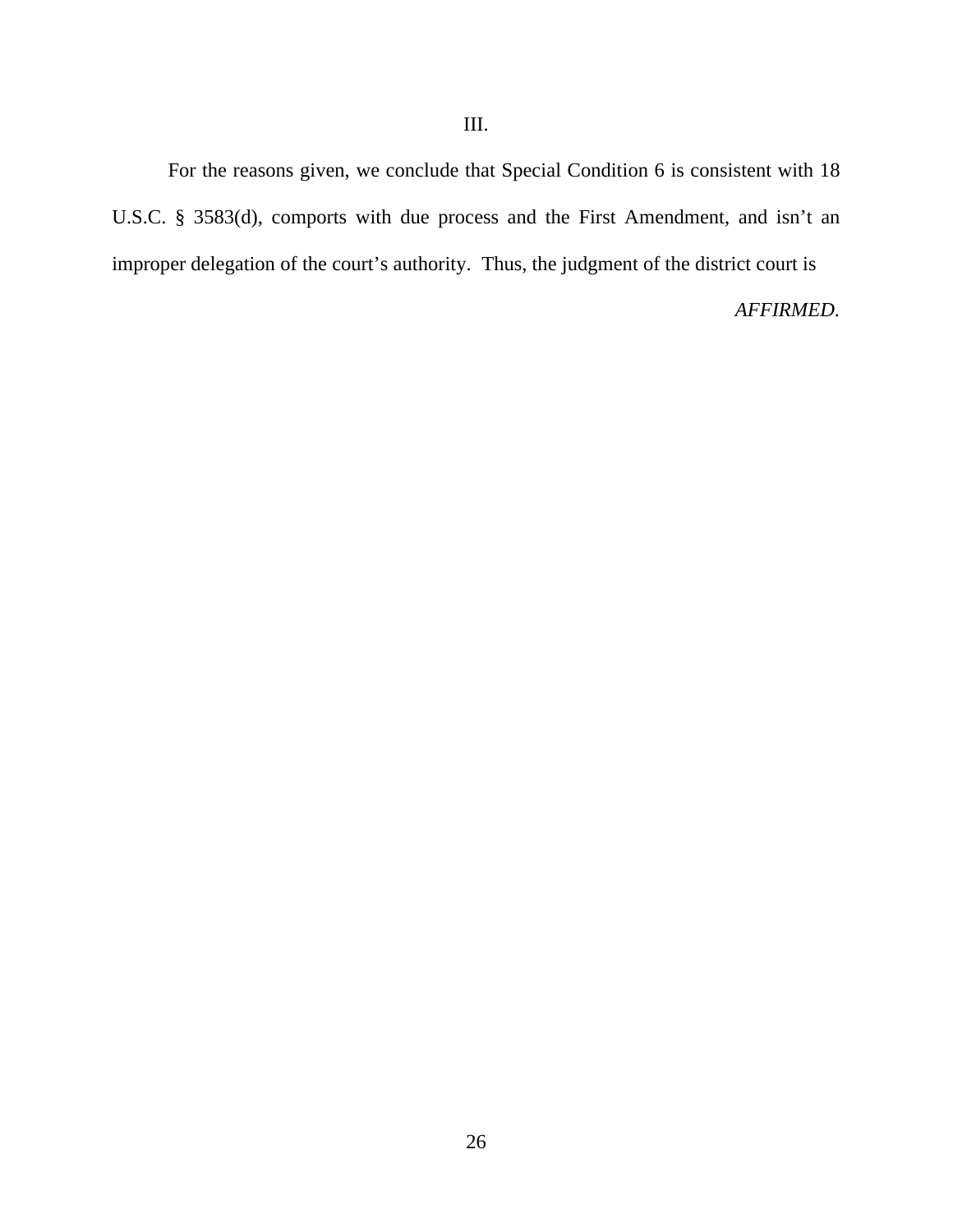III.

For the reasons given, we conclude that Special Condition 6 is consistent with 18 U.S.C. § 3583(d), comports with due process and the First Amendment, and isn't an improper delegation of the court's authority. Thus, the judgment of the district court is

*AFFIRMED.*